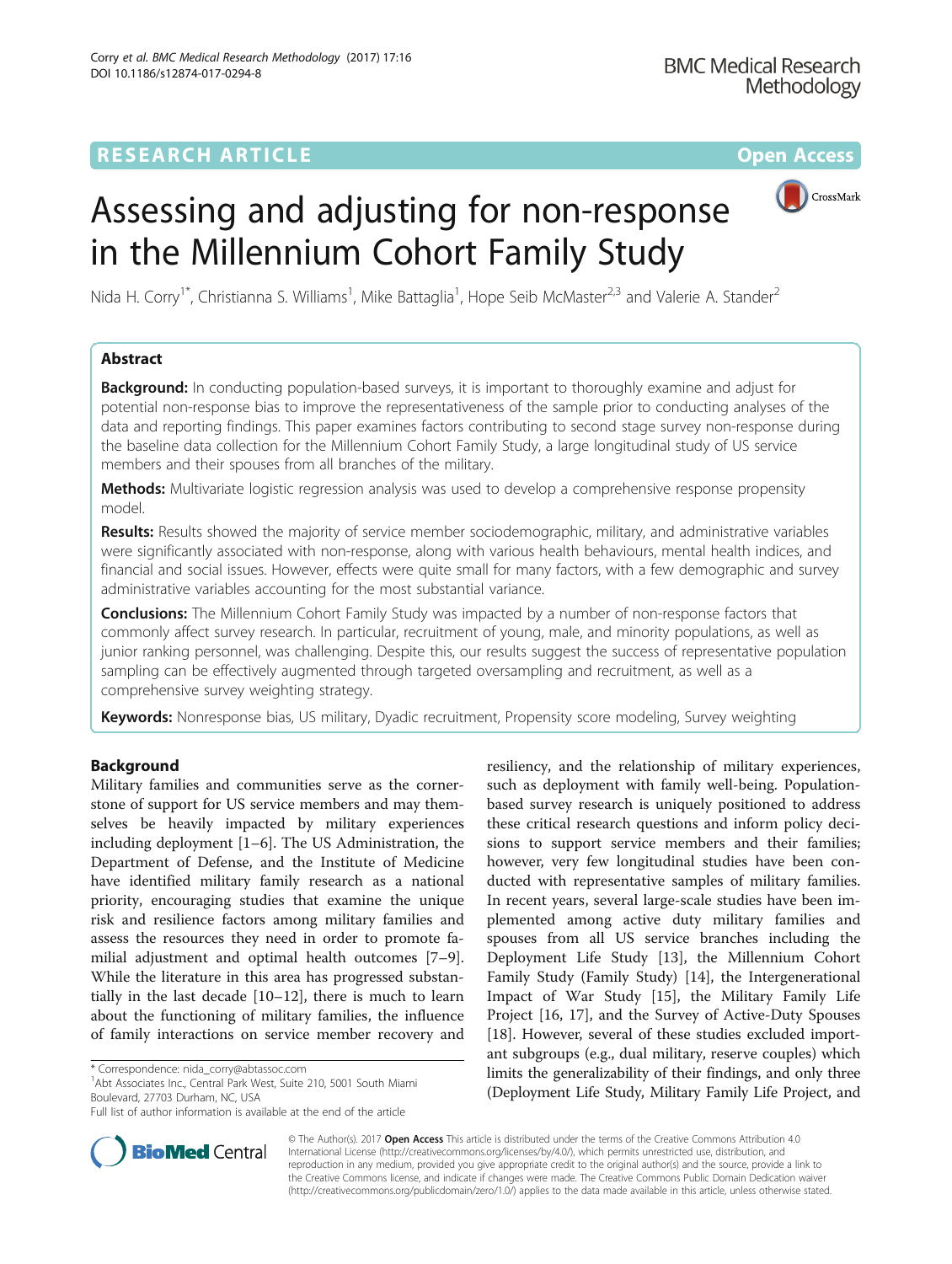RESEARCH ARTICLE

Open Access

# Assessing and adjusting for non-response in the Millennium Cohort Family Study

Nida H. Corry[1*], Christianna S. Williams[1], Mike Battaglia[1], Hope Seib McMaster[2,3] and Valerie A. Stander[2]

## Abstract

**Background:** In conducting population-based surveys, it is important to thoroughly examine and adjust for potential non-response bias to improve the representativeness of the sample prior to conducting analyses of the data and reporting findings. This paper examines factors contributing to second stage survey non-response during the baseline data collection for the Millennium Cohort Family Study, a large longitudinal study of US service members and their spouses from all branches of the military.

**Methods:** Multivariate logistic regression analysis was used to develop a comprehensive response propensity model.

**Results:** Results showed the majority of service member sociodemographic, military, and administrative variables were significantly associated with non-response, along with various health behaviours, mental health indices, and financial and social issues. However, effects were quite small for many factors, with a few demographic and survey administrative variables accounting for the most substantial variance.

**Conclusions:** The Millennium Cohort Family Study was impacted by a number of non-response factors that commonly affect survey research. In particular, recruitment of young, male, and minority populations, as well as junior ranking personnel, was challenging. Despite this, our results suggest the success of representative population sampling can be effectively augmented through targeted oversampling and recruitment, as well as a comprehensive survey weighting strategy.

**Keywords:** Nonresponse bias, US military, Dyadic recruitment, Propensity score modeling, Survey weighting

## Background

Military families and communities serve as the cornerstone of support for US service members and may themselves be heavily impacted by military experiences including deployment [1–6]. The US Administration, the Department of Defense, and the Institute of Medicine have identified military family research as a national priority, encouraging studies that examine the unique risk and resilience factors among military families and assess the resources they need in order to promote familial adjustment and optimal health outcomes [7–9]. While the literature in this area has progressed substantially in the last decade [10–12], there is much to learn about the functioning of military families, the influence of family interactions on service member recovery and resiliency, and the relationship of military experiences, such as deployment with family well-being. Population-based survey research is uniquely positioned to address these critical research questions and inform policy decisions to support service members and their families; however, very few longitudinal studies have been conducted with representative samples of military families. In recent years, several large-scale studies have been implemented among active duty military families and spouses from all US service branches including the Deployment Life Study [13], the Millennium Cohort Family Study (Family Study) [14], the Intergenerational Impact of War Study [15], the Military Family Life Project [16, 17], and the Survey of Active-Duty Spouses [18]. However, several of these studies excluded important subgroups (e.g., dual military, reserve couples) which limits the generalizability of their findings, and only three (Deployment Life Study, Military Family Life Project, and

\* Correspondence: nida_corry@abtassoc.com
[1]Abt Associates Inc., Central Park West, Suite 210, 5001 South Miami Boulevard, 27703 Durham, NC, USA
Full list of author information is available at the end of the article

© The Author(s). 2017 **Open Access** This article is distributed under the terms of the Creative Commons Attribution 4.0 International License (http://creativecommons.org/licenses/by/4.0/), which permits unrestricted use, distribution, and reproduction in any medium, provided you give appropriate credit to the original author(s) and the source, provide a link to the Creative Commons license, and indicate if changes were made. The Creative Commons Public Domain Dedication waiver (http://creativecommons.org/publicdomain/zero/1.0/) applies to the data made available in this article, unless otherwise stated.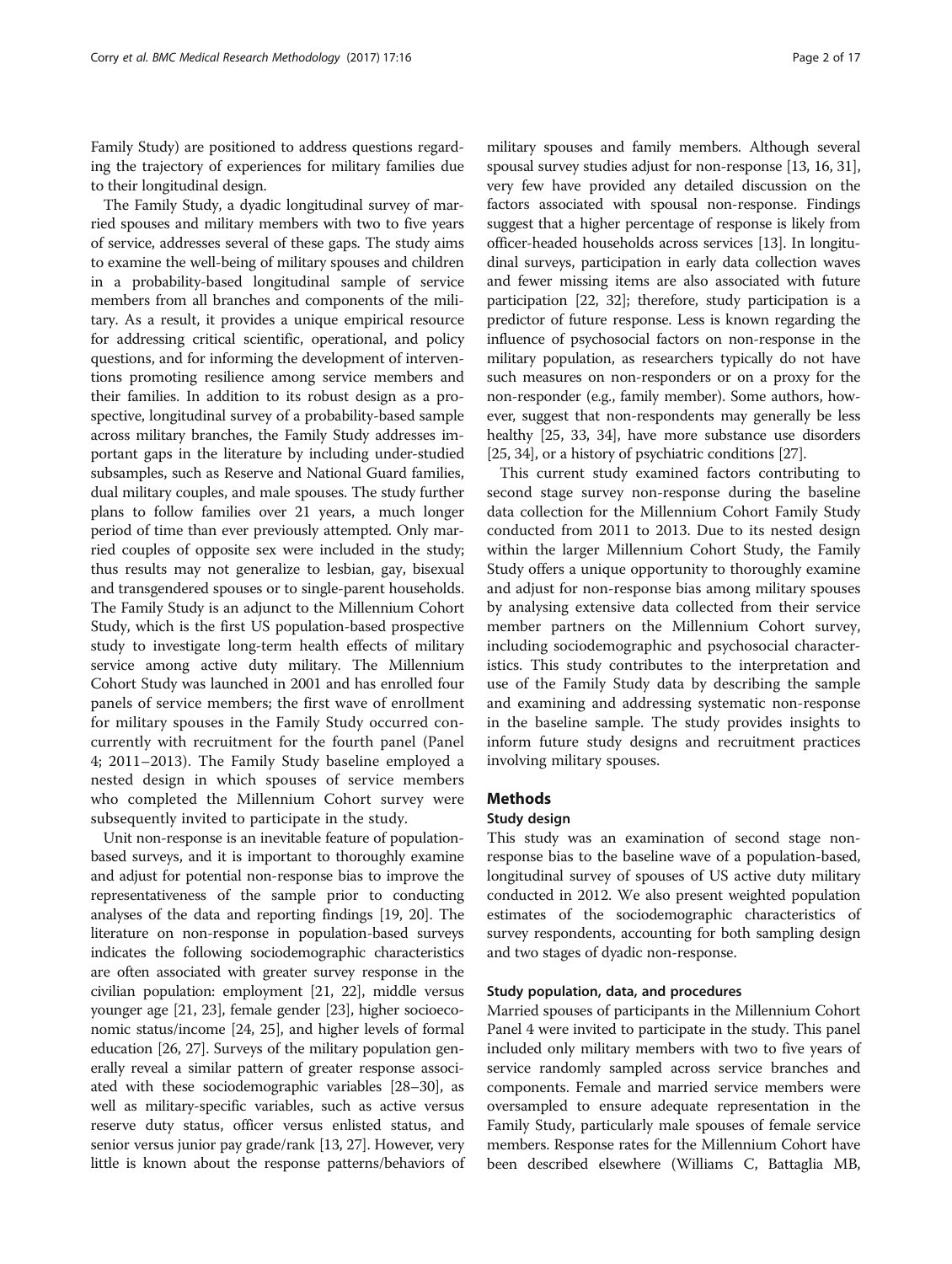Family Study) are positioned to address questions regarding the trajectory of experiences for military families due to their longitudinal design.

The Family Study, a dyadic longitudinal survey of married spouses and military members with two to five years of service, addresses several of these gaps. The study aims to examine the well-being of military spouses and children in a probability-based longitudinal sample of service members from all branches and components of the military. As a result, it provides a unique empirical resource for addressing critical scientific, operational, and policy questions, and for informing the development of interventions promoting resilience among service members and their families. In addition to its robust design as a prospective, longitudinal survey of a probability-based sample across military branches, the Family Study addresses important gaps in the literature by including under-studied subsamples, such as Reserve and National Guard families, dual military couples, and male spouses. The study further plans to follow families over 21 years, a much longer period of time than ever previously attempted. Only married couples of opposite sex were included in the study; thus results may not generalize to lesbian, gay, bisexual and transgendered spouses or to single-parent households. The Family Study is an adjunct to the Millennium Cohort Study, which is the first US population-based prospective study to investigate long-term health effects of military service among active duty military. The Millennium Cohort Study was launched in 2001 and has enrolled four panels of service members; the first wave of enrollment for military spouses in the Family Study occurred concurrently with recruitment for the fourth panel (Panel 4; 2011–2013). The Family Study baseline employed a nested design in which spouses of service members who completed the Millennium Cohort survey were subsequently invited to participate in the study.

Unit non-response is an inevitable feature of population-based surveys, and it is important to thoroughly examine and adjust for potential non-response bias to improve the representativeness of the sample prior to conducting analyses of the data and reporting findings [19, 20]. The literature on non-response in population-based surveys indicates the following sociodemographic characteristics are often associated with greater survey response in the civilian population: employment [21, 22], middle versus younger age [21, 23], female gender [23], higher socioeconomic status/income [24, 25], and higher levels of formal education [26, 27]. Surveys of the military population generally reveal a similar pattern of greater response associated with these sociodemographic variables [28–30], as well as military-specific variables, such as active versus reserve duty status, officer versus enlisted status, and senior versus junior pay grade/rank [13, 27]. However, very little is known about the response patterns/behaviors of military spouses and family members. Although several spousal survey studies adjust for non-response [13, 16, 31], very few have provided any detailed discussion on the factors associated with spousal non-response. Findings suggest that a higher percentage of response is likely from officer-headed households across services [13]. In longitudinal surveys, participation in early data collection waves and fewer missing items are also associated with future participation [22, 32]; therefore, study participation is a predictor of future response. Less is known regarding the influence of psychosocial factors on non-response in the military population, as researchers typically do not have such measures on non-responders or on a proxy for the non-responder (e.g., family member). Some authors, however, suggest that non-respondents may generally be less healthy [25, 33, 34], have more substance use disorders [25, 34], or a history of psychiatric conditions [27].

This current study examined factors contributing to second stage survey non-response during the baseline data collection for the Millennium Cohort Family Study conducted from 2011 to 2013. Due to its nested design within the larger Millennium Cohort Study, the Family Study offers a unique opportunity to thoroughly examine and adjust for non-response bias among military spouses by analysing extensive data collected from their service member partners on the Millennium Cohort survey, including sociodemographic and psychosocial characteristics. This study contributes to the interpretation and use of the Family Study data by describing the sample and examining and addressing systematic non-response in the baseline sample. The study provides insights to inform future study designs and recruitment practices involving military spouses.

## Methods

### Study design

This study was an examination of second stage non-response bias to the baseline wave of a population-based, longitudinal survey of spouses of US active duty military conducted in 2012. We also present weighted population estimates of the sociodemographic characteristics of survey respondents, accounting for both sampling design and two stages of dyadic non-response.

### Study population, data, and procedures

Married spouses of participants in the Millennium Cohort Panel 4 were invited to participate in the study. This panel included only military members with two to five years of service randomly sampled across service branches and components. Female and married service members were oversampled to ensure adequate representation in the Family Study, particularly male spouses of female service members. Response rates for the Millennium Cohort have been described elsewhere (Williams C, Battaglia MB,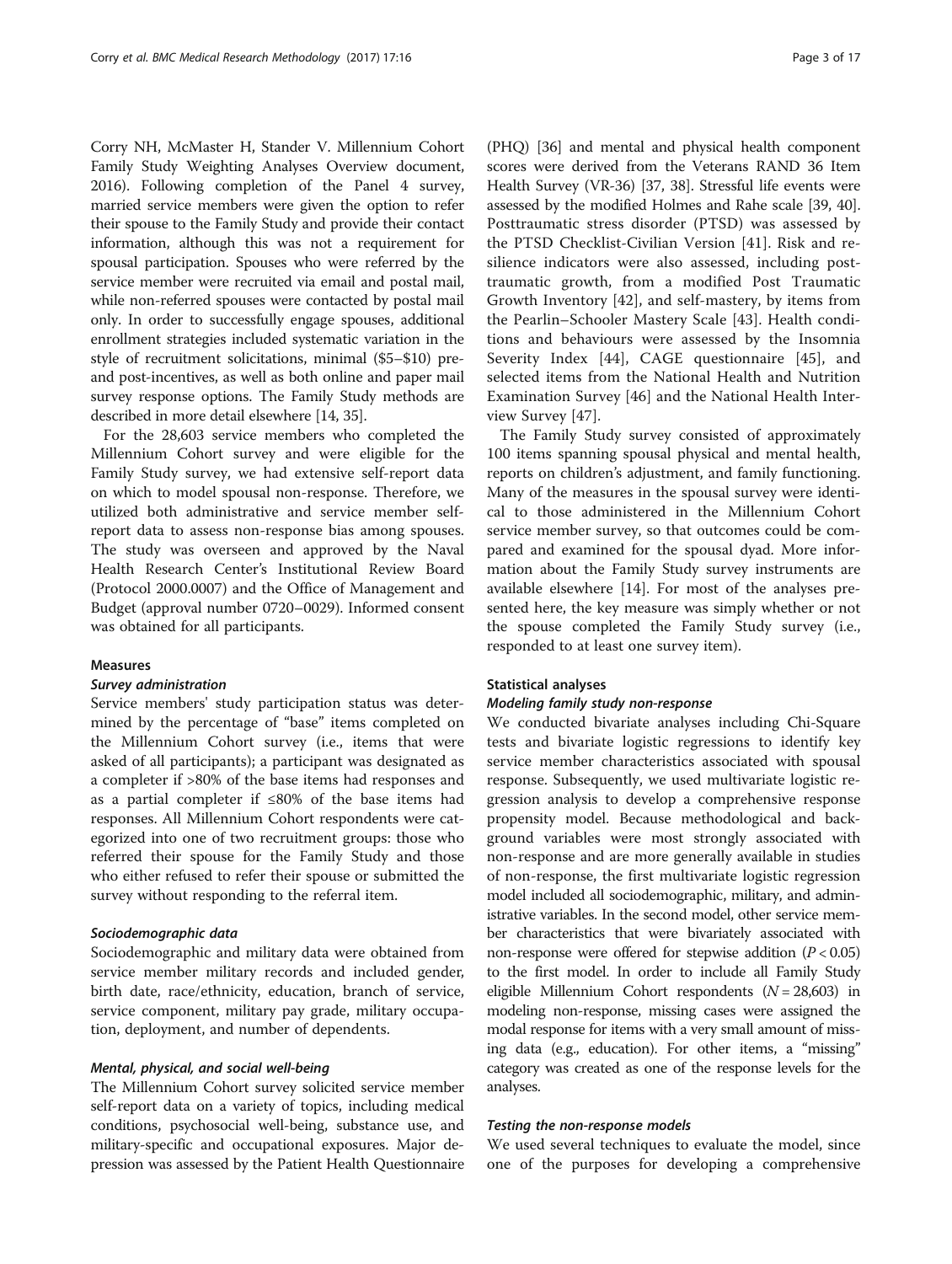Corry NH, McMaster H, Stander V. Millennium Cohort Family Study Weighting Analyses Overview document, 2016). Following completion of the Panel 4 survey, married service members were given the option to refer their spouse to the Family Study and provide their contact information, although this was not a requirement for spousal participation. Spouses who were referred by the service member were recruited via email and postal mail, while non-referred spouses were contacted by postal mail only. In order to successfully engage spouses, additional enrollment strategies included systematic variation in the style of recruitment solicitations, minimal ($5–$10) pre-and post-incentives, as well as both online and paper mail survey response options. The Family Study methods are described in more detail elsewhere [14, 35].

For the 28,603 service members who completed the Millennium Cohort survey and were eligible for the Family Study survey, we had extensive self-report data on which to model spousal non-response. Therefore, we utilized both administrative and service member self-report data to assess non-response bias among spouses. The study was overseen and approved by the Naval Health Research Center's Institutional Review Board (Protocol 2000.0007) and the Office of Management and Budget (approval number 0720–0029). Informed consent was obtained for all participants.

## Measures

### *Survey administration*

Service members' study participation status was determined by the percentage of "base" items completed on the Millennium Cohort survey (i.e., items that were asked of all participants); a participant was designated as a completer if >80% of the base items had responses and as a partial completer if ≤80% of the base items had responses. All Millennium Cohort respondents were categorized into one of two recruitment groups: those who referred their spouse for the Family Study and those who either refused to refer their spouse or submitted the survey without responding to the referral item.

### *Sociodemographic data*

Sociodemographic and military data were obtained from service member military records and included gender, birth date, race/ethnicity, education, branch of service, service component, military pay grade, military occupation, deployment, and number of dependents.

### *Mental, physical, and social well-being*

The Millennium Cohort survey solicited service member self-report data on a variety of topics, including medical conditions, psychosocial well-being, substance use, and military-specific and occupational exposures. Major depression was assessed by the Patient Health Questionnaire (PHQ) [36] and mental and physical health component scores were derived from the Veterans RAND 36 Item Health Survey (VR-36) [37, 38]. Stressful life events were assessed by the modified Holmes and Rahe scale [39, 40]. Posttraumatic stress disorder (PTSD) was assessed by the PTSD Checklist-Civilian Version [41]. Risk and resilience indicators were also assessed, including posttraumatic growth, from a modified Post Traumatic Growth Inventory [42], and self-mastery, by items from the Pearlin–Schooler Mastery Scale [43]. Health conditions and behaviours were assessed by the Insomnia Severity Index [44], CAGE questionnaire [45], and selected items from the National Health and Nutrition Examination Survey [46] and the National Health Interview Survey [47].

The Family Study survey consisted of approximately 100 items spanning spousal physical and mental health, reports on children's adjustment, and family functioning. Many of the measures in the spousal survey were identical to those administered in the Millennium Cohort service member survey, so that outcomes could be compared and examined for the spousal dyad. More information about the Family Study survey instruments are available elsewhere [14]. For most of the analyses presented here, the key measure was simply whether or not the spouse completed the Family Study survey (i.e., responded to at least one survey item).

## Statistical analyses

### *Modeling family study non-response*

We conducted bivariate analyses including Chi-Square tests and bivariate logistic regressions to identify key service member characteristics associated with spousal response. Subsequently, we used multivariate logistic regression analysis to develop a comprehensive response propensity model. Because methodological and background variables were most strongly associated with non-response and are more generally available in studies of non-response, the first multivariate logistic regression model included all sociodemographic, military, and administrative variables. In the second model, other service member characteristics that were bivariately associated with non-response were offered for stepwise addition ($P < 0.05$) to the first model. In order to include all Family Study eligible Millennium Cohort respondents ($N = 28{,}603$) in modeling non-response, missing cases were assigned the modal response for items with a very small amount of missing data (e.g., education). For other items, a "missing" category was created as one of the response levels for the analyses.

### *Testing the non-response models*

We used several techniques to evaluate the model, since one of the purposes for developing a comprehensive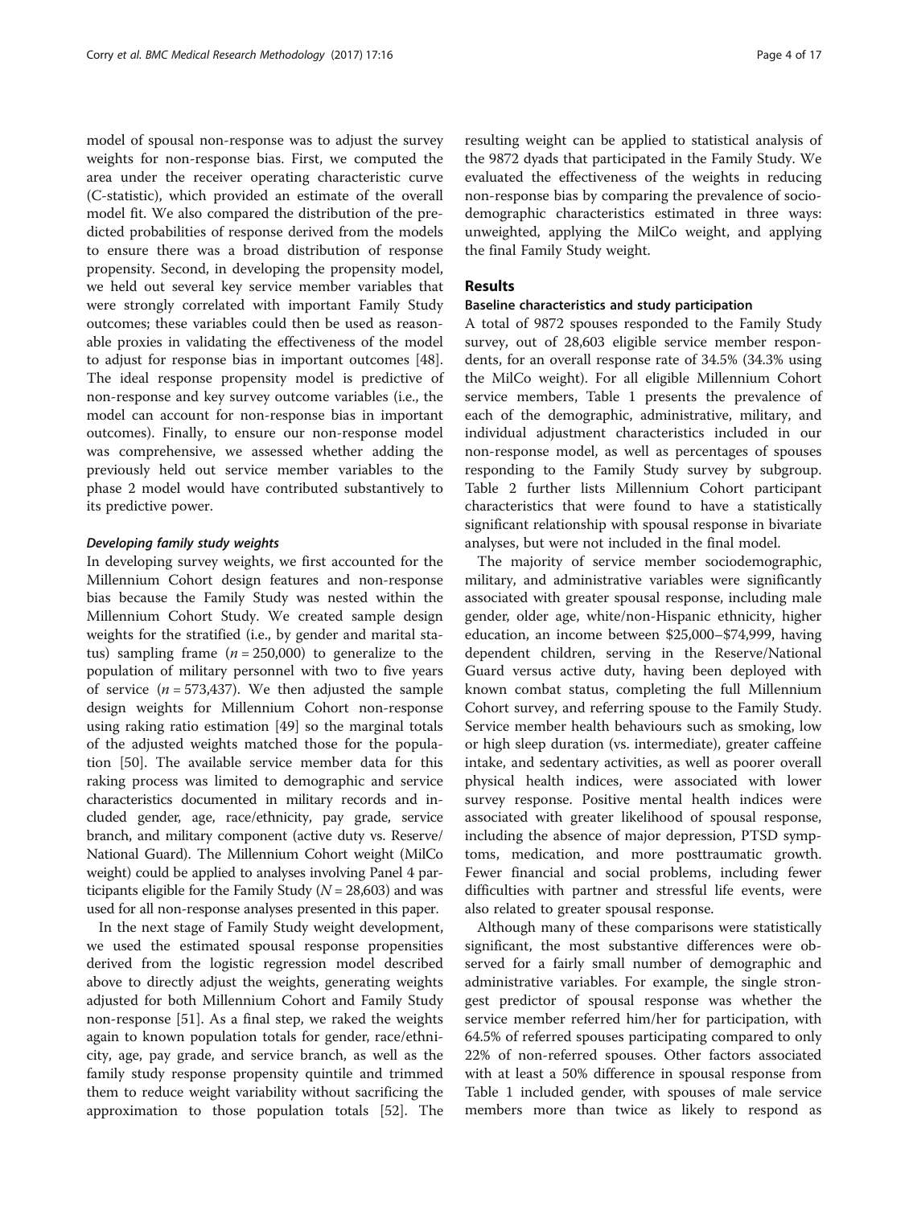model of spousal non-response was to adjust the survey weights for non-response bias. First, we computed the area under the receiver operating characteristic curve (C-statistic), which provided an estimate of the overall model fit. We also compared the distribution of the predicted probabilities of response derived from the models to ensure there was a broad distribution of response propensity. Second, in developing the propensity model, we held out several key service member variables that were strongly correlated with important Family Study outcomes; these variables could then be used as reasonable proxies in validating the effectiveness of the model to adjust for response bias in important outcomes [48]. The ideal response propensity model is predictive of non-response and key survey outcome variables (i.e., the model can account for non-response bias in important outcomes). Finally, to ensure our non-response model was comprehensive, we assessed whether adding the previously held out service member variables to the phase 2 model would have contributed substantively to its predictive power.

#### *Developing family study weights*

In developing survey weights, we first accounted for the Millennium Cohort design features and non-response bias because the Family Study was nested within the Millennium Cohort Study. We created sample design weights for the stratified (i.e., by gender and marital status) sampling frame ($n = 250,000$) to generalize to the population of military personnel with two to five years of service ($n = 573,437$). We then adjusted the sample design weights for Millennium Cohort non-response using raking ratio estimation [49] so the marginal totals of the adjusted weights matched those for the population [50]. The available service member data for this raking process was limited to demographic and service characteristics documented in military records and included gender, age, race/ethnicity, pay grade, service branch, and military component (active duty vs. Reserve/National Guard). The Millennium Cohort weight (MilCo weight) could be applied to analyses involving Panel 4 participants eligible for the Family Study ($N = 28,603$) and was used for all non-response analyses presented in this paper.

In the next stage of Family Study weight development, we used the estimated spousal response propensities derived from the logistic regression model described above to directly adjust the weights, generating weights adjusted for both Millennium Cohort and Family Study non-response [51]. As a final step, we raked the weights again to known population totals for gender, race/ethnicity, age, pay grade, and service branch, as well as the family study response propensity quintile and trimmed them to reduce weight variability without sacrificing the approximation to those population totals [52]. The resulting weight can be applied to statistical analysis of the 9872 dyads that participated in the Family Study. We evaluated the effectiveness of the weights in reducing non-response bias by comparing the prevalence of sociodemographic characteristics estimated in three ways: unweighted, applying the MilCo weight, and applying the final Family Study weight.

## Results

### Baseline characteristics and study participation

A total of 9872 spouses responded to the Family Study survey, out of 28,603 eligible service member respondents, for an overall response rate of 34.5% (34.3% using the MilCo weight). For all eligible Millennium Cohort service members, Table 1 presents the prevalence of each of the demographic, administrative, military, and individual adjustment characteristics included in our non-response model, as well as percentages of spouses responding to the Family Study survey by subgroup. Table 2 further lists Millennium Cohort participant characteristics that were found to have a statistically significant relationship with spousal response in bivariate analyses, but were not included in the final model.

The majority of service member sociodemographic, military, and administrative variables were significantly associated with greater spousal response, including male gender, older age, white/non-Hispanic ethnicity, higher education, an income between \$25,000–\$74,999, having dependent children, serving in the Reserve/National Guard versus active duty, having been deployed with known combat status, completing the full Millennium Cohort survey, and referring spouse to the Family Study. Service member health behaviours such as smoking, low or high sleep duration (vs. intermediate), greater caffeine intake, and sedentary activities, as well as poorer overall physical health indices, were associated with lower survey response. Positive mental health indices were associated with greater likelihood of spousal response, including the absence of major depression, PTSD symptoms, medication, and more posttraumatic growth. Fewer financial and social problems, including fewer difficulties with partner and stressful life events, were also related to greater spousal response.

Although many of these comparisons were statistically significant, the most substantive differences were observed for a fairly small number of demographic and administrative variables. For example, the single strongest predictor of spousal response was whether the service member referred him/her for participation, with 64.5% of referred spouses participating compared to only 22% of non-referred spouses. Other factors associated with at least a 50% difference in spousal response from Table 1 included gender, with spouses of male service members more than twice as likely to respond as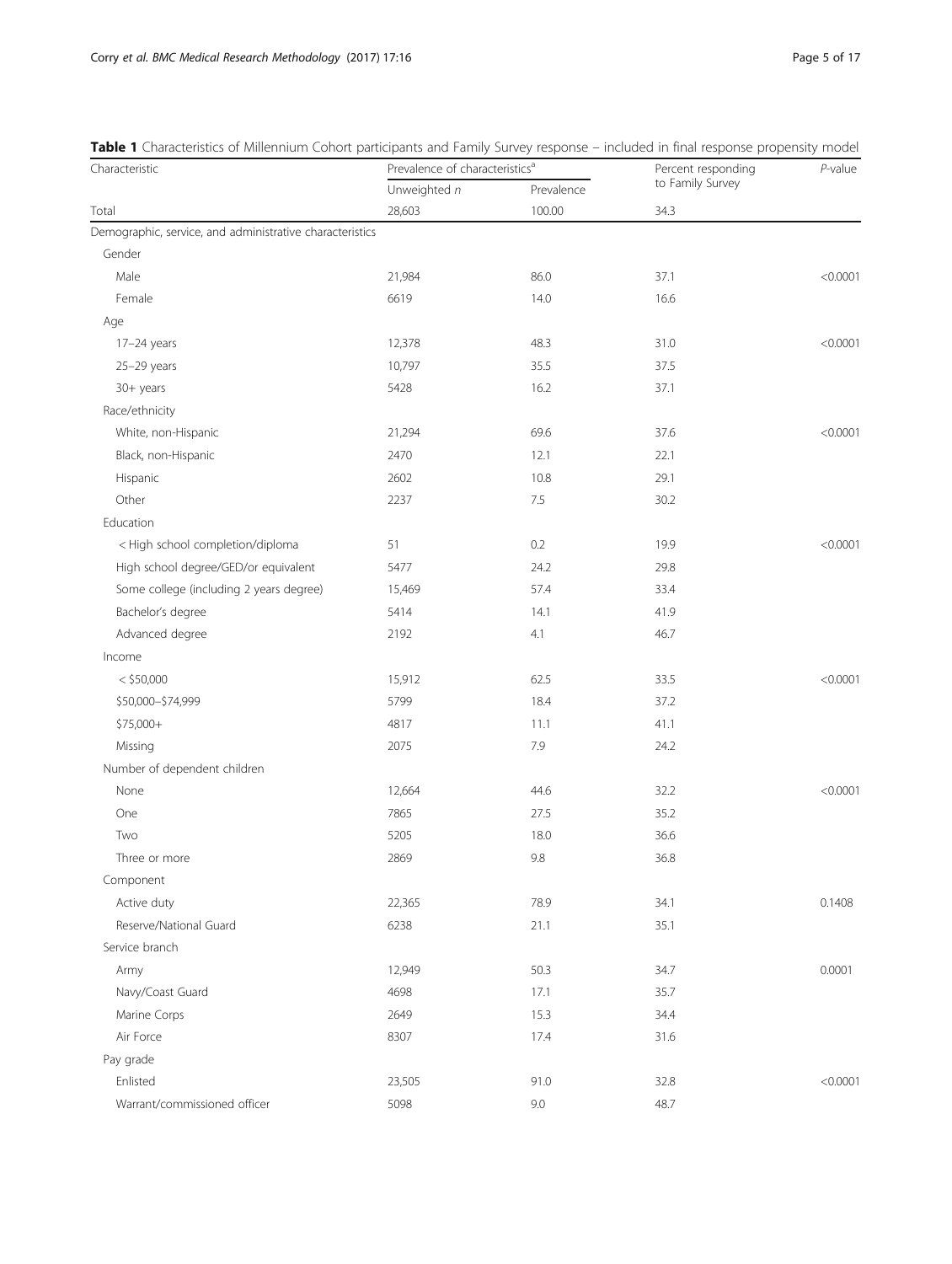**Table 1** Characteristics of Millennium Cohort participants and Family Survey response – included in final response propensity model

| Characteristic | Prevalence of characteristics[a] | | Percent responding to Family Survey | *P*-value |
|---|---|---|---|---|
| | Unweighted *n* | Prevalence | | |
| Total | 28,603 | 100.00 | 34.3 | |
| Demographic, service, and administrative characteristics | | | | |
| Gender | | | | |
| Male | 21,984 | 86.0 | 37.1 | <0.0001 |
| Female | 6619 | 14.0 | 16.6 | |
| Age | | | | |
| 17–24 years | 12,378 | 48.3 | 31.0 | <0.0001 |
| 25–29 years | 10,797 | 35.5 | 37.5 | |
| 30+ years | 5428 | 16.2 | 37.1 | |
| Race/ethnicity | | | | |
| White, non-Hispanic | 21,294 | 69.6 | 37.6 | <0.0001 |
| Black, non-Hispanic | 2470 | 12.1 | 22.1 | |
| Hispanic | 2602 | 10.8 | 29.1 | |
| Other | 2237 | 7.5 | 30.2 | |
| Education | | | | |
| < High school completion/diploma | 51 | 0.2 | 19.9 | <0.0001 |
| High school degree/GED/or equivalent | 5477 | 24.2 | 29.8 | |
| Some college (including 2 years degree) | 15,469 | 57.4 | 33.4 | |
| Bachelor's degree | 5414 | 14.1 | 41.9 | |
| Advanced degree | 2192 | 4.1 | 46.7 | |
| Income | | | | |
| < $50,000 | 15,912 | 62.5 | 33.5 | <0.0001 |
| $50,000–$74,999 | 5799 | 18.4 | 37.2 | |
| $75,000+ | 4817 | 11.1 | 41.1 | |
| Missing | 2075 | 7.9 | 24.2 | |
| Number of dependent children | | | | |
| None | 12,664 | 44.6 | 32.2 | <0.0001 |
| One | 7865 | 27.5 | 35.2 | |
| Two | 5205 | 18.0 | 36.6 | |
| Three or more | 2869 | 9.8 | 36.8 | |
| Component | | | | |
| Active duty | 22,365 | 78.9 | 34.1 | 0.1408 |
| Reserve/National Guard | 6238 | 21.1 | 35.1 | |
| Service branch | | | | |
| Army | 12,949 | 50.3 | 34.7 | 0.0001 |
| Navy/Coast Guard | 4698 | 17.1 | 35.7 | |
| Marine Corps | 2649 | 15.3 | 34.4 | |
| Air Force | 8307 | 17.4 | 31.6 | |
| Pay grade | | | | |
| Enlisted | 23,505 | 91.0 | 32.8 | <0.0001 |
| Warrant/commissioned officer | 5098 | 9.0 | 48.7 | |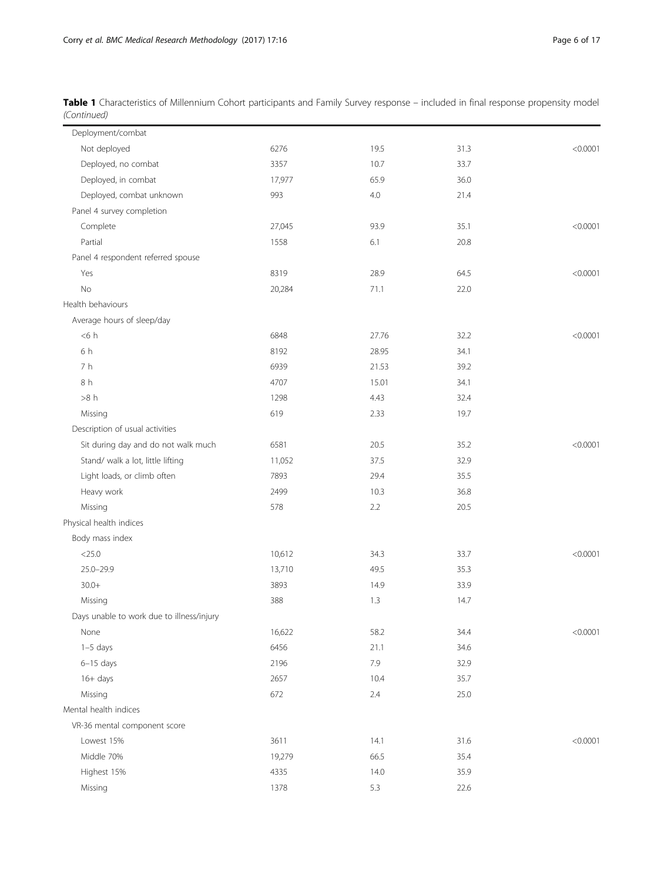**Table 1** Characteristics of Millennium Cohort participants and Family Survey response – included in final response propensity model *(Continued)*

| | | | | |
|---|---|---|---|---|
| Deployment/combat | | | | |
| Not deployed | 6276 | 19.5 | 31.3 | <0.0001 |
| Deployed, no combat | 3357 | 10.7 | 33.7 | |
| Deployed, in combat | 17,977 | 65.9 | 36.0 | |
| Deployed, combat unknown | 993 | 4.0 | 21.4 | |
| Panel 4 survey completion | | | | |
| Complete | 27,045 | 93.9 | 35.1 | <0.0001 |
| Partial | 1558 | 6.1 | 20.8 | |
| Panel 4 respondent referred spouse | | | | |
| Yes | 8319 | 28.9 | 64.5 | <0.0001 |
| No | 20,284 | 71.1 | 22.0 | |
| Health behaviours | | | | |
| Average hours of sleep/day | | | | |
| <6 h | 6848 | 27.76 | 32.2 | <0.0001 |
| 6 h | 8192 | 28.95 | 34.1 | |
| 7 h | 6939 | 21.53 | 39.2 | |
| 8 h | 4707 | 15.01 | 34.1 | |
| >8 h | 1298 | 4.43 | 32.4 | |
| Missing | 619 | 2.33 | 19.7 | |
| Description of usual activities | | | | |
| Sit during day and do not walk much | 6581 | 20.5 | 35.2 | <0.0001 |
| Stand/ walk a lot, little lifting | 11,052 | 37.5 | 32.9 | |
| Light loads, or climb often | 7893 | 29.4 | 35.5 | |
| Heavy work | 2499 | 10.3 | 36.8 | |
| Missing | 578 | 2.2 | 20.5 | |
| Physical health indices | | | | |
| Body mass index | | | | |
| <25.0 | 10,612 | 34.3 | 33.7 | <0.0001 |
| 25.0–29.9 | 13,710 | 49.5 | 35.3 | |
| 30.0+ | 3893 | 14.9 | 33.9 | |
| Missing | 388 | 1.3 | 14.7 | |
| Days unable to work due to illness/injury | | | | |
| None | 16,622 | 58.2 | 34.4 | <0.0001 |
| 1–5 days | 6456 | 21.1 | 34.6 | |
| 6–15 days | 2196 | 7.9 | 32.9 | |
| 16+ days | 2657 | 10.4 | 35.7 | |
| Missing | 672 | 2.4 | 25.0 | |
| Mental health indices | | | | |
| VR-36 mental component score | | | | |
| Lowest 15% | 3611 | 14.1 | 31.6 | <0.0001 |
| Middle 70% | 19,279 | 66.5 | 35.4 | |
| Highest 15% | 4335 | 14.0 | 35.9 | |
| Missing | 1378 | 5.3 | 22.6 | |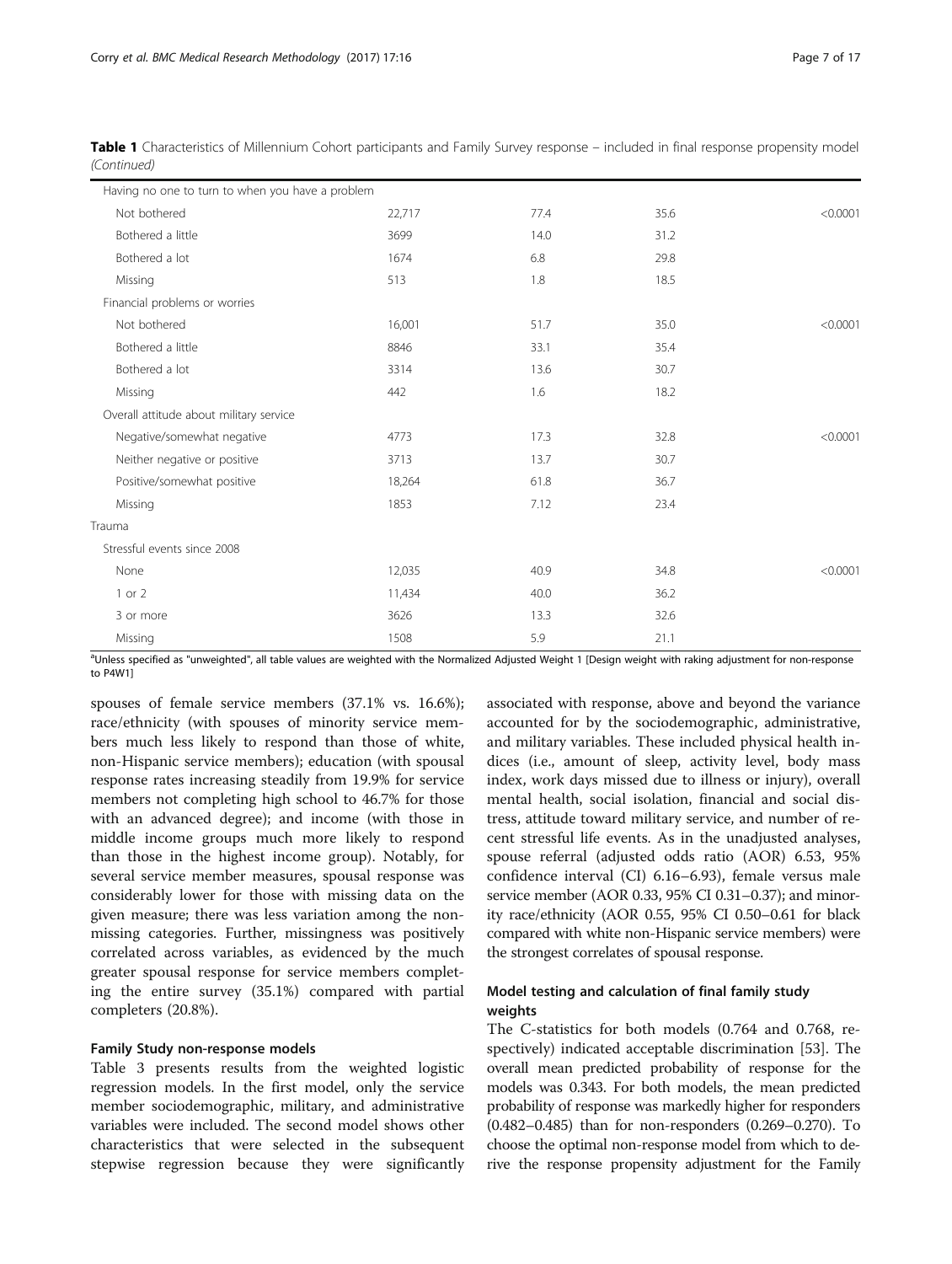**Table 1** Characteristics of Millennium Cohort participants and Family Survey response – included in final response propensity model *(Continued)*

| | | | | |
|---|---|---|---|---|
| Having no one to turn to when you have a problem | | | | |
| Not bothered | 22,717 | 77.4 | 35.6 | <0.0001 |
| Bothered a little | 3699 | 14.0 | 31.2 | |
| Bothered a lot | 1674 | 6.8 | 29.8 | |
| Missing | 513 | 1.8 | 18.5 | |
| Financial problems or worries | | | | |
| Not bothered | 16,001 | 51.7 | 35.0 | <0.0001 |
| Bothered a little | 8846 | 33.1 | 35.4 | |
| Bothered a lot | 3314 | 13.6 | 30.7 | |
| Missing | 442 | 1.6 | 18.2 | |
| Overall attitude about military service | | | | |
| Negative/somewhat negative | 4773 | 17.3 | 32.8 | <0.0001 |
| Neither negative or positive | 3713 | 13.7 | 30.7 | |
| Positive/somewhat positive | 18,264 | 61.8 | 36.7 | |
| Missing | 1853 | 7.12 | 23.4 | |
| Trauma | | | | |
| Stressful events since 2008 | | | | |
| None | 12,035 | 40.9 | 34.8 | <0.0001 |
| 1 or 2 | 11,434 | 40.0 | 36.2 | |
| 3 or more | 3626 | 13.3 | 32.6 | |
| Missing | 1508 | 5.9 | 21.1 | |

[a]Unless specified as "unweighted", all table values are weighted with the Normalized Adjusted Weight 1 [Design weight with raking adjustment for non-response to P4W1]

spouses of female service members (37.1% vs. 16.6%); race/ethnicity (with spouses of minority service members much less likely to respond than those of white, non-Hispanic service members); education (with spousal response rates increasing steadily from 19.9% for service members not completing high school to 46.7% for those with an advanced degree); and income (with those in middle income groups much more likely to respond than those in the highest income group). Notably, for several service member measures, spousal response was considerably lower for those with missing data on the given measure; there was less variation among the non-missing categories. Further, missingness was positively correlated across variables, as evidenced by the much greater spousal response for service members completing the entire survey (35.1%) compared with partial completers (20.8%).

### Family Study non-response models

Table 3 presents results from the weighted logistic regression models. In the first model, only the service member sociodemographic, military, and administrative variables were included. The second model shows other characteristics that were selected in the subsequent stepwise regression because they were significantly associated with response, above and beyond the variance accounted for by the sociodemographic, administrative, and military variables. These included physical health indices (i.e., amount of sleep, activity level, body mass index, work days missed due to illness or injury), overall mental health, social isolation, financial and social distress, attitude toward military service, and number of recent stressful life events. As in the unadjusted analyses, spouse referral (adjusted odds ratio (AOR) 6.53, 95% confidence interval (CI) 6.16–6.93), female versus male service member (AOR 0.33, 95% CI 0.31–0.37); and minority race/ethnicity (AOR 0.55, 95% CI 0.50–0.61 for black compared with white non-Hispanic service members) were the strongest correlates of spousal response.

### Model testing and calculation of final family study weights

The C-statistics for both models (0.764 and 0.768, respectively) indicated acceptable discrimination [53]. The overall mean predicted probability of response for the models was 0.343. For both models, the mean predicted probability of response was markedly higher for responders (0.482–0.485) than for non-responders (0.269–0.270). To choose the optimal non-response model from which to derive the response propensity adjustment for the Family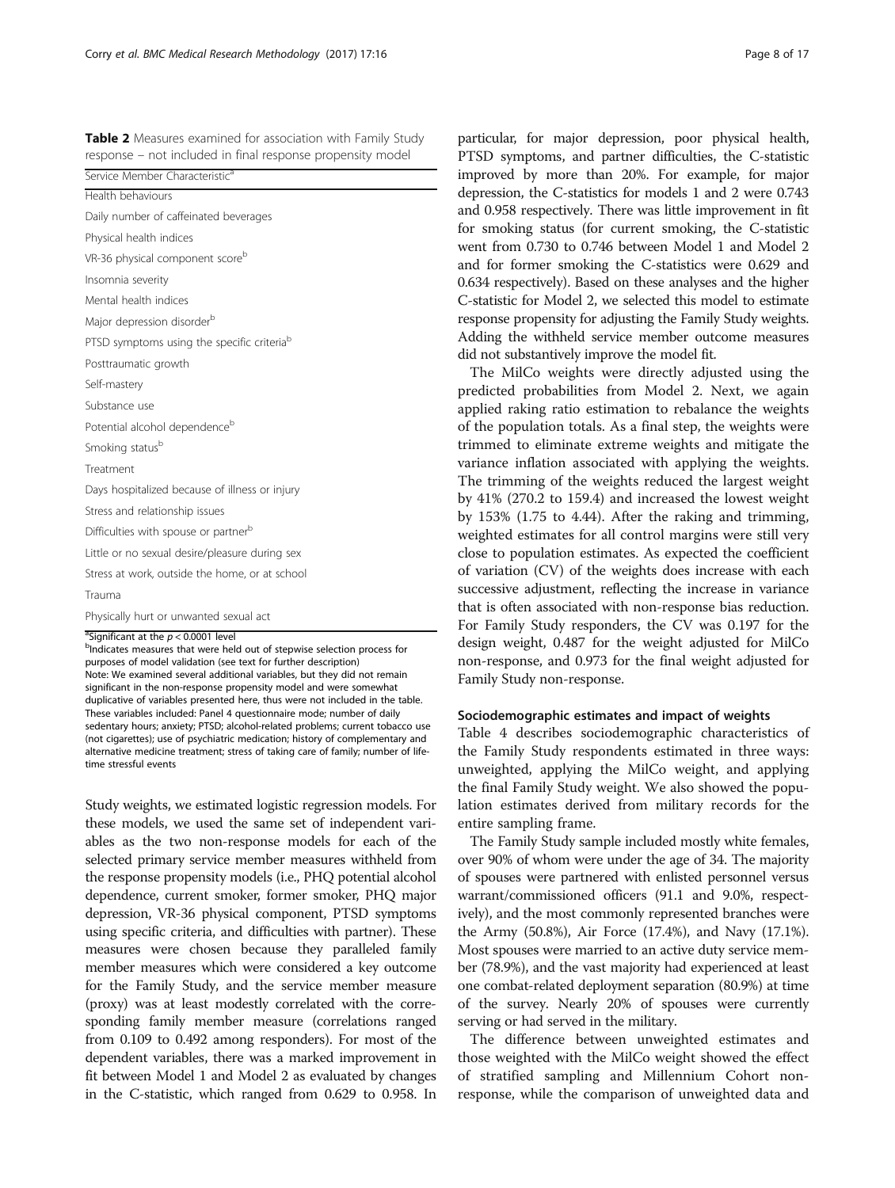**Table 2** Measures examined for association with Family Study response – not included in final response propensity model

| Service Member Characteristic[a] |
|---|
| Health behaviours |
| Daily number of caffeinated beverages |
| Physical health indices |
| VR-36 physical component score[b] |
| Insomnia severity |
| Mental health indices |
| Major depression disorder[b] |
| PTSD symptoms using the specific criteria[b] |
| Posttraumatic growth |
| Self-mastery |
| Substance use |
| Potential alcohol dependence[b] |
| Smoking status[b] |
| Treatment |
| Days hospitalized because of illness or injury |
| Stress and relationship issues |
| Difficulties with spouse or partner[b] |
| Little or no sexual desire/pleasure during sex |
| Stress at work, outside the home, or at school |
| Trauma |
| Physically hurt or unwanted sexual act |

[a]Significant at the $p < 0.0001$ level

[b]Indicates measures that were held out of stepwise selection process for purposes of model validation (see text for further description)

Note: We examined several additional variables, but they did not remain significant in the non-response propensity model and were somewhat duplicative of variables presented here, thus were not included in the table. These variables included: Panel 4 questionnaire mode; number of daily sedentary hours; anxiety; PTSD; alcohol-related problems; current tobacco use (not cigarettes); use of psychiatric medication; history of complementary and alternative medicine treatment; stress of taking care of family; number of lifetime stressful events

Study weights, we estimated logistic regression models. For these models, we used the same set of independent variables as the two non-response models for each of the selected primary service member measures withheld from the response propensity models (i.e., PHQ potential alcohol dependence, current smoker, former smoker, PHQ major depression, VR-36 physical component, PTSD symptoms using specific criteria, and difficulties with partner). These measures were chosen because they paralleled family member measures which were considered a key outcome for the Family Study, and the service member measure (proxy) was at least modestly correlated with the corresponding family member measure (correlations ranged from 0.109 to 0.492 among responders). For most of the dependent variables, there was a marked improvement in fit between Model 1 and Model 2 as evaluated by changes in the C-statistic, which ranged from 0.629 to 0.958. In particular, for major depression, poor physical health, PTSD symptoms, and partner difficulties, the C-statistic improved by more than 20%. For example, for major depression, the C-statistics for models 1 and 2 were 0.743 and 0.958 respectively. There was little improvement in fit for smoking status (for current smoking, the C-statistic went from 0.730 to 0.746 between Model 1 and Model 2 and for former smoking the C-statistics were 0.629 and 0.634 respectively). Based on these analyses and the higher C-statistic for Model 2, we selected this model to estimate response propensity for adjusting the Family Study weights. Adding the withheld service member outcome measures did not substantively improve the model fit.

The MilCo weights were directly adjusted using the predicted probabilities from Model 2. Next, we again applied raking ratio estimation to rebalance the weights of the population totals. As a final step, the weights were trimmed to eliminate extreme weights and mitigate the variance inflation associated with applying the weights. The trimming of the weights reduced the largest weight by 41% (270.2 to 159.4) and increased the lowest weight by 153% (1.75 to 4.44). After the raking and trimming, weighted estimates for all control margins were still very close to population estimates. As expected the coefficient of variation (CV) of the weights does increase with each successive adjustment, reflecting the increase in variance that is often associated with non-response bias reduction. For Family Study responders, the CV was 0.197 for the design weight, 0.487 for the weight adjusted for MilCo non-response, and 0.973 for the final weight adjusted for Family Study non-response.

### Sociodemographic estimates and impact of weights

Table 4 describes sociodemographic characteristics of the Family Study respondents estimated in three ways: unweighted, applying the MilCo weight, and applying the final Family Study weight. We also showed the population estimates derived from military records for the entire sampling frame.

The Family Study sample included mostly white females, over 90% of whom were under the age of 34. The majority of spouses were partnered with enlisted personnel versus warrant/commissioned officers (91.1 and 9.0%, respectively), and the most commonly represented branches were the Army (50.8%), Air Force (17.4%), and Navy (17.1%). Most spouses were married to an active duty service member (78.9%), and the vast majority had experienced at least one combat-related deployment separation (80.9%) at time of the survey. Nearly 20% of spouses were currently serving or had served in the military.

The difference between unweighted estimates and those weighted with the MilCo weight showed the effect of stratified sampling and Millennium Cohort non-response, while the comparison of unweighted data and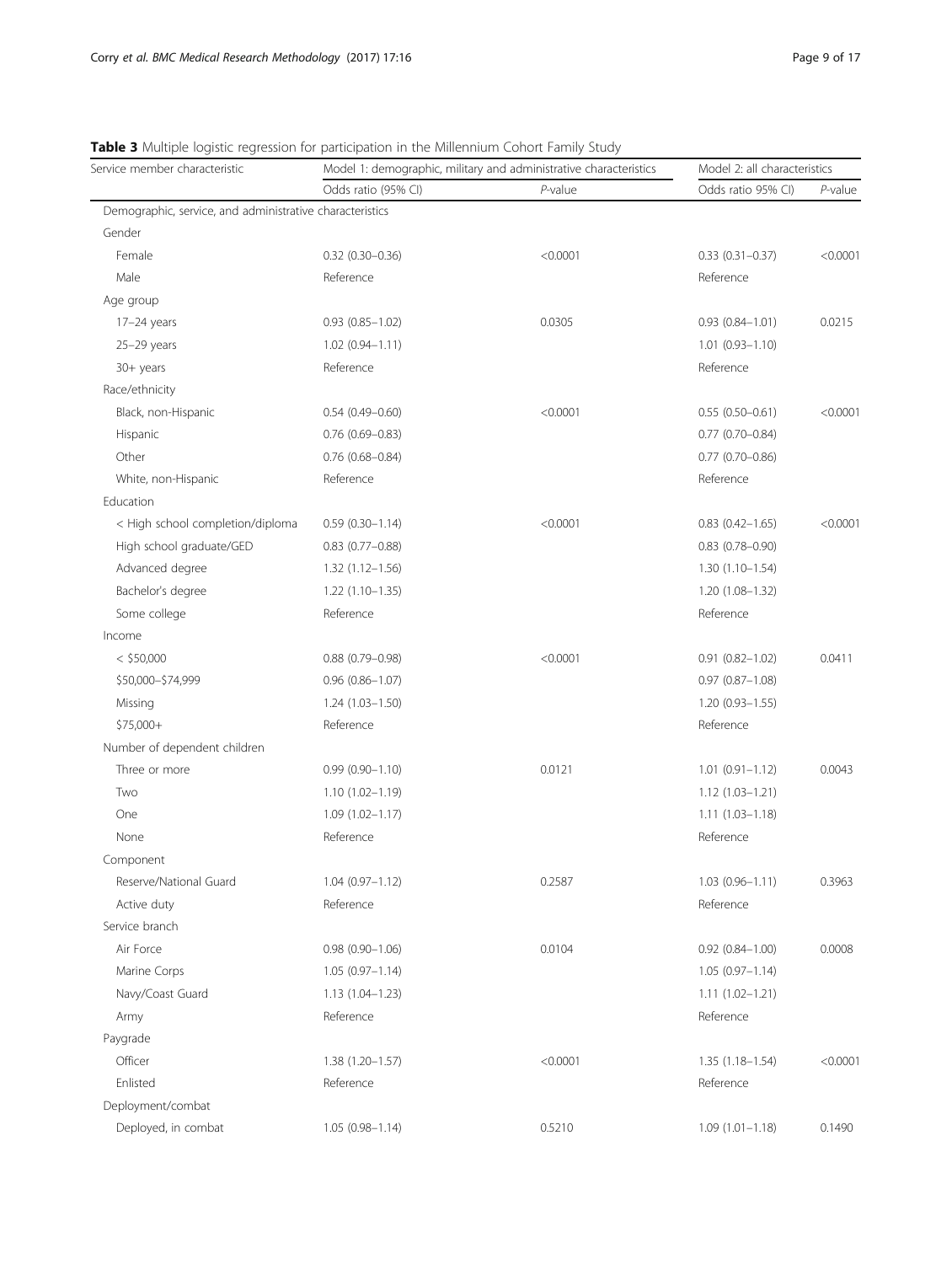**Table 3** Multiple logistic regression for participation in the Millennium Cohort Family Study

| Service member characteristic | Model 1: demographic, military and administrative characteristics | | Model 2: all characteristics | |
|---|---|---|---|---|
| | Odds ratio (95% CI) | *P*-value | Odds ratio 95% CI) | *P*-value |
| Demographic, service, and administrative characteristics | | | | |
| Gender | | | | |
| Female | 0.32 (0.30–0.36) | <0.0001 | 0.33 (0.31–0.37) | <0.0001 |
| Male | Reference | | Reference | |
| Age group | | | | |
| 17–24 years | 0.93 (0.85–1.02) | 0.0305 | 0.93 (0.84–1.01) | 0.0215 |
| 25–29 years | 1.02 (0.94–1.11) | | 1.01 (0.93–1.10) | |
| 30+ years | Reference | | Reference | |
| Race/ethnicity | | | | |
| Black, non-Hispanic | 0.54 (0.49–0.60) | <0.0001 | 0.55 (0.50–0.61) | <0.0001 |
| Hispanic | 0.76 (0.69–0.83) | | 0.77 (0.70–0.84) | |
| Other | 0.76 (0.68–0.84) | | 0.77 (0.70–0.86) | |
| White, non-Hispanic | Reference | | Reference | |
| Education | | | | |
| < High school completion/diploma | 0.59 (0.30–1.14) | <0.0001 | 0.83 (0.42–1.65) | <0.0001 |
| High school graduate/GED | 0.83 (0.77–0.88) | | 0.83 (0.78–0.90) | |
| Advanced degree | 1.32 (1.12–1.56) | | 1.30 (1.10–1.54) | |
| Bachelor's degree | 1.22 (1.10–1.35) | | 1.20 (1.08–1.32) | |
| Some college | Reference | | Reference | |
| Income | | | | |
| < $50,000 | 0.88 (0.79–0.98) | <0.0001 | 0.91 (0.82–1.02) | 0.0411 |
| $50,000–$74,999 | 0.96 (0.86–1.07) | | 0.97 (0.87–1.08) | |
| Missing | 1.24 (1.03–1.50) | | 1.20 (0.93–1.55) | |
| $75,000+ | Reference | | Reference | |
| Number of dependent children | | | | |
| Three or more | 0.99 (0.90–1.10) | 0.0121 | 1.01 (0.91–1.12) | 0.0043 |
| Two | 1.10 (1.02–1.19) | | 1.12 (1.03–1.21) | |
| One | 1.09 (1.02–1.17) | | 1.11 (1.03–1.18) | |
| None | Reference | | Reference | |
| Component | | | | |
| Reserve/National Guard | 1.04 (0.97–1.12) | 0.2587 | 1.03 (0.96–1.11) | 0.3963 |
| Active duty | Reference | | Reference | |
| Service branch | | | | |
| Air Force | 0.98 (0.90–1.06) | 0.0104 | 0.92 (0.84–1.00) | 0.0008 |
| Marine Corps | 1.05 (0.97–1.14) | | 1.05 (0.97–1.14) | |
| Navy/Coast Guard | 1.13 (1.04–1.23) | | 1.11 (1.02–1.21) | |
| Army | Reference | | Reference | |
| Paygrade | | | | |
| Officer | 1.38 (1.20–1.57) | <0.0001 | 1.35 (1.18–1.54) | <0.0001 |
| Enlisted | Reference | | Reference | |
| Deployment/combat | | | | |
| Deployed, in combat | 1.05 (0.98–1.14) | 0.5210 | 1.09 (1.01–1.18) | 0.1490 |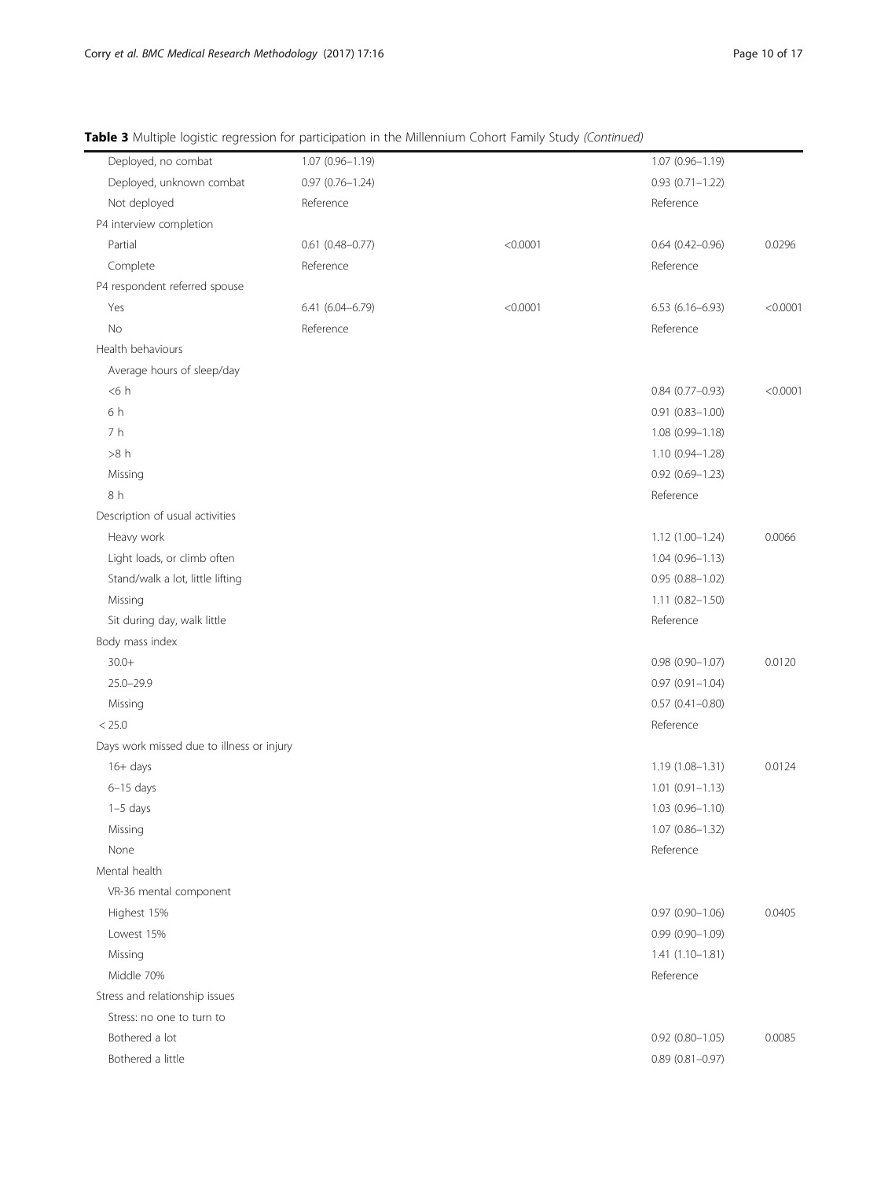**Table 3** Multiple logistic regression for participation in the Millennium Cohort Family Study *(Continued)*

| | | | | |
|---|---|---|---|---|
| Deployed, no combat | 1.07 (0.96–1.19) | | 1.07 (0.96–1.19) | |
| Deployed, unknown combat | 0.97 (0.76–1.24) | | 0.93 (0.71–1.22) | |
| Not deployed | Reference | | Reference | |
| P4 interview completion | | | | |
| Partial | 0.61 (0.48–0.77) | <0.0001 | 0.64 (0.42–0.96) | 0.0296 |
| Complete | Reference | | Reference | |
| P4 respondent referred spouse | | | | |
| Yes | 6.41 (6.04–6.79) | <0.0001 | 6.53 (6.16–6.93) | <0.0001 |
| No | Reference | | Reference | |
| Health behaviours | | | | |
| Average hours of sleep/day | | | | |
| <6 h | | | 0.84 (0.77–0.93) | <0.0001 |
| 6 h | | | 0.91 (0.83–1.00) | |
| 7 h | | | 1.08 (0.99–1.18) | |
| >8 h | | | 1.10 (0.94–1.28) | |
| Missing | | | 0.92 (0.69–1.23) | |
| 8 h | | | Reference | |
| Description of usual activities | | | | |
| Heavy work | | | 1.12 (1.00–1.24) | 0.0066 |
| Light loads, or climb often | | | 1.04 (0.96–1.13) | |
| Stand/walk a lot, little lifting | | | 0.95 (0.88–1.02) | |
| Missing | | | 1.11 (0.82–1.50) | |
| Sit during day, walk little | | | Reference | |
| Body mass index | | | | |
| 30.0+ | | | 0.98 (0.90–1.07) | 0.0120 |
| 25.0–29.9 | | | 0.97 (0.91–1.04) | |
| Missing | | | 0.57 (0.41–0.80) | |
| < 25.0 | | | Reference | |
| Days work missed due to illness or injury | | | | |
| 16+ days | | | 1.19 (1.08–1.31) | 0.0124 |
| 6–15 days | | | 1.01 (0.91–1.13) | |
| 1–5 days | | | 1.03 (0.96–1.10) | |
| Missing | | | 1.07 (0.86–1.32) | |
| None | | | Reference | |
| Mental health | | | | |
| VR-36 mental component | | | | |
| Highest 15% | | | 0.97 (0.90–1.06) | 0.0405 |
| Lowest 15% | | | 0.99 (0.90–1.09) | |
| Missing | | | 1.41 (1.10–1.81) | |
| Middle 70% | | | Reference | |
| Stress and relationship issues | | | | |
| Stress: no one to turn to | | | | |
| Bothered a lot | | | 0.92 (0.80–1.05) | 0.0085 |
| Bothered a little | | | 0.89 (0.81–0.97) | |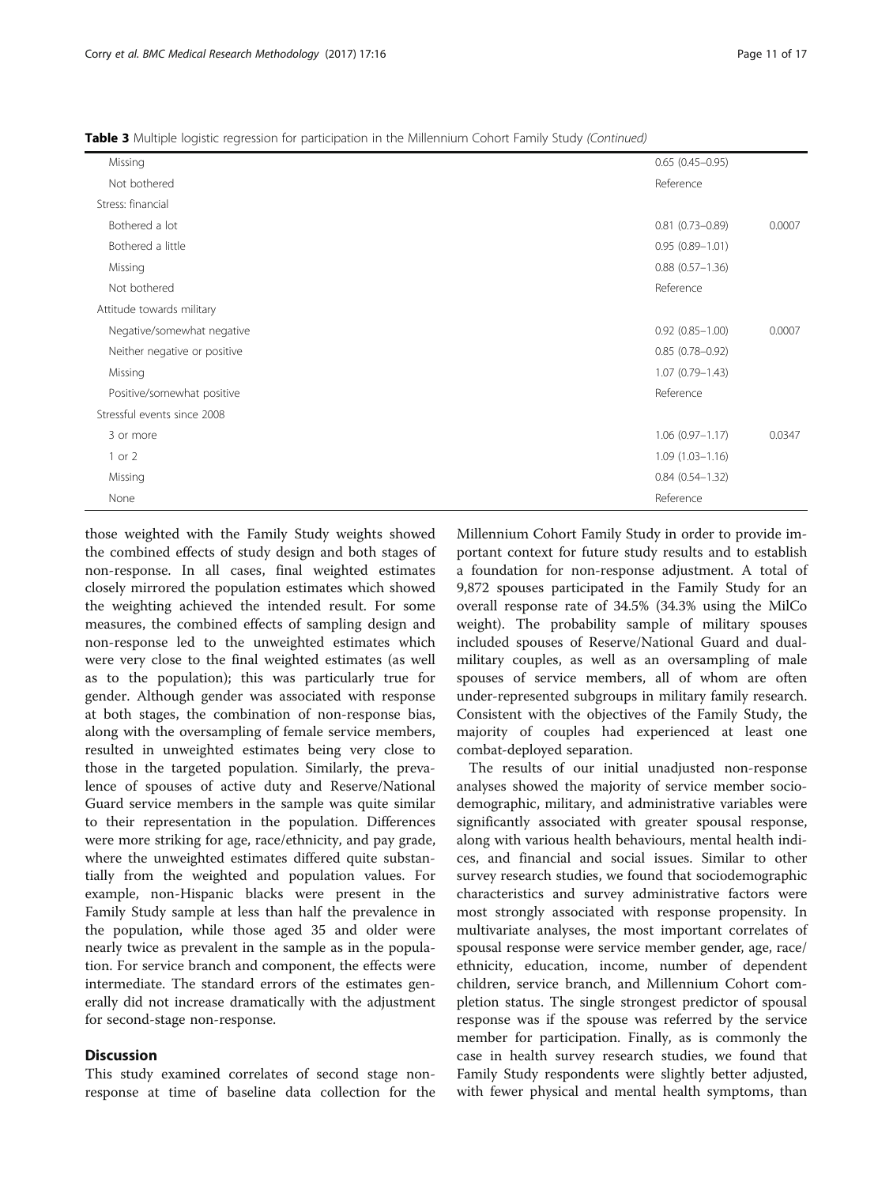**Table 3** Multiple logistic regression for participation in the Millennium Cohort Family Study *(Continued)*

| | | |
|---|---|---|
| Missing | 0.65 (0.45–0.95) | |
| Not bothered | Reference | |
| Stress: financial | | |
| Bothered a lot | 0.81 (0.73–0.89) | 0.0007 |
| Bothered a little | 0.95 (0.89–1.01) | |
| Missing | 0.88 (0.57–1.36) | |
| Not bothered | Reference | |
| Attitude towards military | | |
| Negative/somewhat negative | 0.92 (0.85–1.00) | 0.0007 |
| Neither negative or positive | 0.85 (0.78–0.92) | |
| Missing | 1.07 (0.79–1.43) | |
| Positive/somewhat positive | Reference | |
| Stressful events since 2008 | | |
| 3 or more | 1.06 (0.97–1.17) | 0.0347 |
| 1 or 2 | 1.09 (1.03–1.16) | |
| Missing | 0.84 (0.54–1.32) | |
| None | Reference | |

those weighted with the Family Study weights showed the combined effects of study design and both stages of non-response. In all cases, final weighted estimates closely mirrored the population estimates which showed the weighting achieved the intended result. For some measures, the combined effects of sampling design and non-response led to the unweighted estimates which were very close to the final weighted estimates (as well as to the population); this was particularly true for gender. Although gender was associated with response at both stages, the combination of non-response bias, along with the oversampling of female service members, resulted in unweighted estimates being very close to those in the targeted population. Similarly, the prevalence of spouses of active duty and Reserve/National Guard service members in the sample was quite similar to their representation in the population. Differences were more striking for age, race/ethnicity, and pay grade, where the unweighted estimates differed quite substantially from the weighted and population values. For example, non-Hispanic blacks were present in the Family Study sample at less than half the prevalence in the population, while those aged 35 and older were nearly twice as prevalent in the sample as in the population. For service branch and component, the effects were intermediate. The standard errors of the estimates generally did not increase dramatically with the adjustment for second-stage non-response.

## Discussion

This study examined correlates of second stage non-response at time of baseline data collection for the Millennium Cohort Family Study in order to provide important context for future study results and to establish a foundation for non-response adjustment. A total of 9,872 spouses participated in the Family Study for an overall response rate of 34.5% (34.3% using the MilCo weight). The probability sample of military spouses included spouses of Reserve/National Guard and dual-military couples, as well as an oversampling of male spouses of service members, all of whom are often under-represented subgroups in military family research. Consistent with the objectives of the Family Study, the majority of couples had experienced at least one combat-deployed separation.

The results of our initial unadjusted non-response analyses showed the majority of service member sociodemographic, military, and administrative variables were significantly associated with greater spousal response, along with various health behaviours, mental health indices, and financial and social issues. Similar to other survey research studies, we found that sociodemographic characteristics and survey administrative factors were most strongly associated with response propensity. In multivariate analyses, the most important correlates of spousal response were service member gender, age, race/ethnicity, education, income, number of dependent children, service branch, and Millennium Cohort completion status. The single strongest predictor of spousal response was if the spouse was referred by the service member for participation. Finally, as is commonly the case in health survey research studies, we found that Family Study respondents were slightly better adjusted, with fewer physical and mental health symptoms, than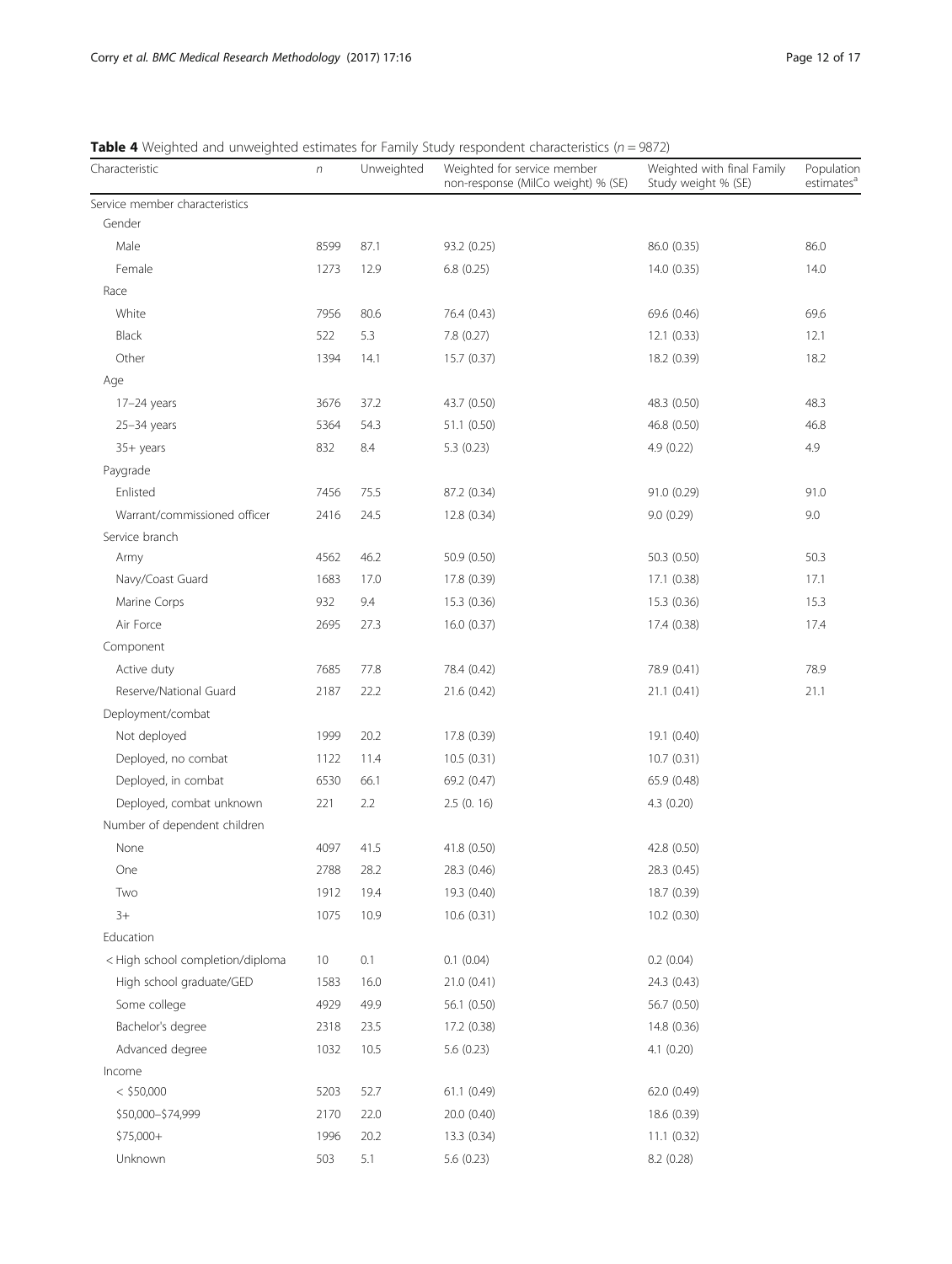**Table 4** Weighted and unweighted estimates for Family Study respondent characteristics ($n = 9872$)

| Characteristic | n | Unweighted | Weighted for service member non-response (MilCo weight) % (SE) | Weighted with final Family Study weight % (SE) | Population estimates[a] |
|---|---|---|---|---|---|
| Service member characteristics | | | | | |
| Gender | | | | | |
| Male | 8599 | 87.1 | 93.2 (0.25) | 86.0 (0.35) | 86.0 |
| Female | 1273 | 12.9 | 6.8 (0.25) | 14.0 (0.35) | 14.0 |
| Race | | | | | |
| White | 7956 | 80.6 | 76.4 (0.43) | 69.6 (0.46) | 69.6 |
| Black | 522 | 5.3 | 7.8 (0.27) | 12.1 (0.33) | 12.1 |
| Other | 1394 | 14.1 | 15.7 (0.37) | 18.2 (0.39) | 18.2 |
| Age | | | | | |
| 17–24 years | 3676 | 37.2 | 43.7 (0.50) | 48.3 (0.50) | 48.3 |
| 25–34 years | 5364 | 54.3 | 51.1 (0.50) | 46.8 (0.50) | 46.8 |
| 35+ years | 832 | 8.4 | 5.3 (0.23) | 4.9 (0.22) | 4.9 |
| Paygrade | | | | | |
| Enlisted | 7456 | 75.5 | 87.2 (0.34) | 91.0 (0.29) | 91.0 |
| Warrant/commissioned officer | 2416 | 24.5 | 12.8 (0.34) | 9.0 (0.29) | 9.0 |
| Service branch | | | | | |
| Army | 4562 | 46.2 | 50.9 (0.50) | 50.3 (0.50) | 50.3 |
| Navy/Coast Guard | 1683 | 17.0 | 17.8 (0.39) | 17.1 (0.38) | 17.1 |
| Marine Corps | 932 | 9.4 | 15.3 (0.36) | 15.3 (0.36) | 15.3 |
| Air Force | 2695 | 27.3 | 16.0 (0.37) | 17.4 (0.38) | 17.4 |
| Component | | | | | |
| Active duty | 7685 | 77.8 | 78.4 (0.42) | 78.9 (0.41) | 78.9 |
| Reserve/National Guard | 2187 | 22.2 | 21.6 (0.42) | 21.1 (0.41) | 21.1 |
| Deployment/combat | | | | | |
| Not deployed | 1999 | 20.2 | 17.8 (0.39) | 19.1 (0.40) | |
| Deployed, no combat | 1122 | 11.4 | 10.5 (0.31) | 10.7 (0.31) | |
| Deployed, in combat | 6530 | 66.1 | 69.2 (0.47) | 65.9 (0.48) | |
| Deployed, combat unknown | 221 | 2.2 | 2.5 (0. 16) | 4.3 (0.20) | |
| Number of dependent children | | | | | |
| None | 4097 | 41.5 | 41.8 (0.50) | 42.8 (0.50) | |
| One | 2788 | 28.2 | 28.3 (0.46) | 28.3 (0.45) | |
| Two | 1912 | 19.4 | 19.3 (0.40) | 18.7 (0.39) | |
| 3+ | 1075 | 10.9 | 10.6 (0.31) | 10.2 (0.30) | |
| Education | | | | | |
| < High school completion/diploma | 10 | 0.1 | 0.1 (0.04) | 0.2 (0.04) | |
| High school graduate/GED | 1583 | 16.0 | 21.0 (0.41) | 24.3 (0.43) | |
| Some college | 4929 | 49.9 | 56.1 (0.50) | 56.7 (0.50) | |
| Bachelor's degree | 2318 | 23.5 | 17.2 (0.38) | 14.8 (0.36) | |
| Advanced degree | 1032 | 10.5 | 5.6 (0.23) | 4.1 (0.20) | |
| Income | | | | | |
| < $50,000 | 5203 | 52.7 | 61.1 (0.49) | 62.0 (0.49) | |
| $50,000–$74,999 | 2170 | 22.0 | 20.0 (0.40) | 18.6 (0.39) | |
| $75,000+ | 1996 | 20.2 | 13.3 (0.34) | 11.1 (0.32) | |
| Unknown | 503 | 5.1 | 5.6 (0.23) | 8.2 (0.28) | |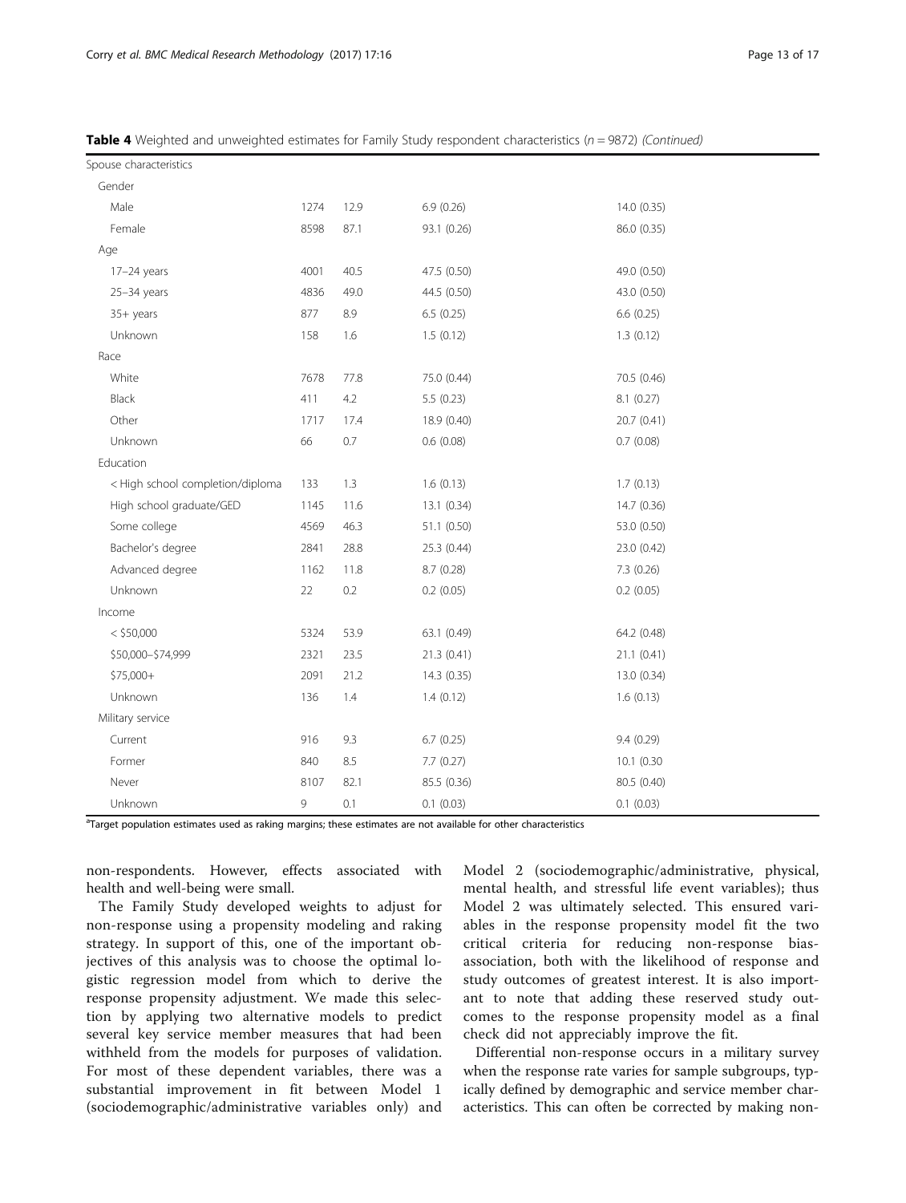**Table 4** Weighted and unweighted estimates for Family Study respondent characteristics (n = 9872) *(Continued)*

| | | | | |
|---|---|---|---|---|
| Spouse characteristics | | | | |
| Gender | | | | |
| Male | 1274 | 12.9 | 6.9 (0.26) | 14.0 (0.35) |
| Female | 8598 | 87.1 | 93.1 (0.26) | 86.0 (0.35) |
| Age | | | | |
| 17–24 years | 4001 | 40.5 | 47.5 (0.50) | 49.0 (0.50) |
| 25–34 years | 4836 | 49.0 | 44.5 (0.50) | 43.0 (0.50) |
| 35+ years | 877 | 8.9 | 6.5 (0.25) | 6.6 (0.25) |
| Unknown | 158 | 1.6 | 1.5 (0.12) | 1.3 (0.12) |
| Race | | | | |
| White | 7678 | 77.8 | 75.0 (0.44) | 70.5 (0.46) |
| Black | 411 | 4.2 | 5.5 (0.23) | 8.1 (0.27) |
| Other | 1717 | 17.4 | 18.9 (0.40) | 20.7 (0.41) |
| Unknown | 66 | 0.7 | 0.6 (0.08) | 0.7 (0.08) |
| Education | | | | |
| < High school completion/diploma | 133 | 1.3 | 1.6 (0.13) | 1.7 (0.13) |
| High school graduate/GED | 1145 | 11.6 | 13.1 (0.34) | 14.7 (0.36) |
| Some college | 4569 | 46.3 | 51.1 (0.50) | 53.0 (0.50) |
| Bachelor's degree | 2841 | 28.8 | 25.3 (0.44) | 23.0 (0.42) |
| Advanced degree | 1162 | 11.8 | 8.7 (0.28) | 7.3 (0.26) |
| Unknown | 22 | 0.2 | 0.2 (0.05) | 0.2 (0.05) |
| Income | | | | |
| < $50,000 | 5324 | 53.9 | 63.1 (0.49) | 64.2 (0.48) |
| $50,000–$74,999 | 2321 | 23.5 | 21.3 (0.41) | 21.1 (0.41) |
| $75,000+ | 2091 | 21.2 | 14.3 (0.35) | 13.0 (0.34) |
| Unknown | 136 | 1.4 | 1.4 (0.12) | 1.6 (0.13) |
| Military service | | | | |
| Current | 916 | 9.3 | 6.7 (0.25) | 9.4 (0.29) |
| Former | 840 | 8.5 | 7.7 (0.27) | 10.1 (0.30 |
| Never | 8107 | 82.1 | 85.5 (0.36) | 80.5 (0.40) |
| Unknown | 9 | 0.1 | 0.1 (0.03) | 0.1 (0.03) |

[a]Target population estimates used as raking margins; these estimates are not available for other characteristics

non-respondents. However, effects associated with health and well-being were small.

The Family Study developed weights to adjust for non-response using a propensity modeling and raking strategy. In support of this, one of the important objectives of this analysis was to choose the optimal logistic regression model from which to derive the response propensity adjustment. We made this selection by applying two alternative models to predict several key service member measures that had been withheld from the models for purposes of validation. For most of these dependent variables, there was a substantial improvement in fit between Model 1 (sociodemographic/administrative variables only) and Model 2 (sociodemographic/administrative, physical, mental health, and stressful life event variables); thus Model 2 was ultimately selected. This ensured variables in the response propensity model fit the two critical criteria for reducing non-response bias-association, both with the likelihood of response and study outcomes of greatest interest. It is also important to note that adding these reserved study outcomes to the response propensity model as a final check did not appreciably improve the fit.

Differential non-response occurs in a military survey when the response rate varies for sample subgroups, typically defined by demographic and service member characteristics. This can often be corrected by making non-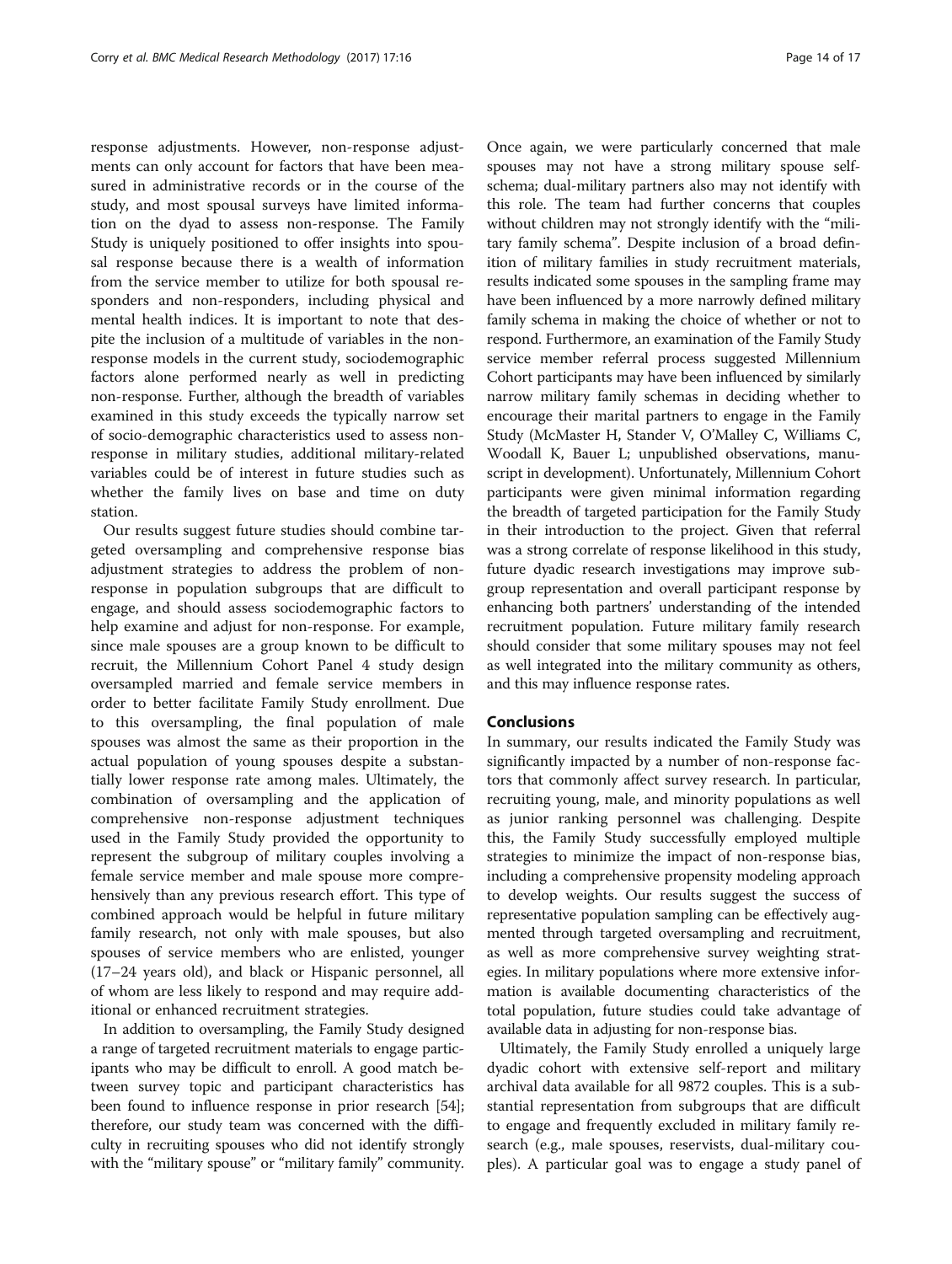response adjustments. However, non-response adjustments can only account for factors that have been measured in administrative records or in the course of the study, and most spousal surveys have limited information on the dyad to assess non-response. The Family Study is uniquely positioned to offer insights into spousal response because there is a wealth of information from the service member to utilize for both spousal responders and non-responders, including physical and mental health indices. It is important to note that despite the inclusion of a multitude of variables in the non-response models in the current study, sociodemographic factors alone performed nearly as well in predicting non-response. Further, although the breadth of variables examined in this study exceeds the typically narrow set of socio-demographic characteristics used to assess non-response in military studies, additional military-related variables could be of interest in future studies such as whether the family lives on base and time on duty station.

Our results suggest future studies should combine targeted oversampling and comprehensive response bias adjustment strategies to address the problem of non-response in population subgroups that are difficult to engage, and should assess sociodemographic factors to help examine and adjust for non-response. For example, since male spouses are a group known to be difficult to recruit, the Millennium Cohort Panel 4 study design oversampled married and female service members in order to better facilitate Family Study enrollment. Due to this oversampling, the final population of male spouses was almost the same as their proportion in the actual population of young spouses despite a substantially lower response rate among males. Ultimately, the combination of oversampling and the application of comprehensive non-response adjustment techniques used in the Family Study provided the opportunity to represent the subgroup of military couples involving a female service member and male spouse more comprehensively than any previous research effort. This type of combined approach would be helpful in future military family research, not only with male spouses, but also spouses of service members who are enlisted, younger (17–24 years old), and black or Hispanic personnel, all of whom are less likely to respond and may require additional or enhanced recruitment strategies.

In addition to oversampling, the Family Study designed a range of targeted recruitment materials to engage participants who may be difficult to enroll. A good match between survey topic and participant characteristics has been found to influence response in prior research [54]; therefore, our study team was concerned with the difficulty in recruiting spouses who did not identify strongly with the "military spouse" or "military family" community. Once again, we were particularly concerned that male spouses may not have a strong military spouse self-schema; dual-military partners also may not identify with this role. The team had further concerns that couples without children may not strongly identify with the "military family schema". Despite inclusion of a broad definition of military families in study recruitment materials, results indicated some spouses in the sampling frame may have been influenced by a more narrowly defined military family schema in making the choice of whether or not to respond. Furthermore, an examination of the Family Study service member referral process suggested Millennium Cohort participants may have been influenced by similarly narrow military family schemas in deciding whether to encourage their marital partners to engage in the Family Study (McMaster H, Stander V, O'Malley C, Williams C, Woodall K, Bauer L; unpublished observations, manuscript in development). Unfortunately, Millennium Cohort participants were given minimal information regarding the breadth of targeted participation for the Family Study in their introduction to the project. Given that referral was a strong correlate of response likelihood in this study, future dyadic research investigations may improve subgroup representation and overall participant response by enhancing both partners' understanding of the intended recruitment population. Future military family research should consider that some military spouses may not feel as well integrated into the military community as others, and this may influence response rates.

## Conclusions

In summary, our results indicated the Family Study was significantly impacted by a number of non-response factors that commonly affect survey research. In particular, recruiting young, male, and minority populations as well as junior ranking personnel was challenging. Despite this, the Family Study successfully employed multiple strategies to minimize the impact of non-response bias, including a comprehensive propensity modeling approach to develop weights. Our results suggest the success of representative population sampling can be effectively augmented through targeted oversampling and recruitment, as well as more comprehensive survey weighting strategies. In military populations where more extensive information is available documenting characteristics of the total population, future studies could take advantage of available data in adjusting for non-response bias.

Ultimately, the Family Study enrolled a uniquely large dyadic cohort with extensive self-report and military archival data available for all 9872 couples. This is a substantial representation from subgroups that are difficult to engage and frequently excluded in military family research (e.g., male spouses, reservists, dual-military couples). A particular goal was to engage a study panel of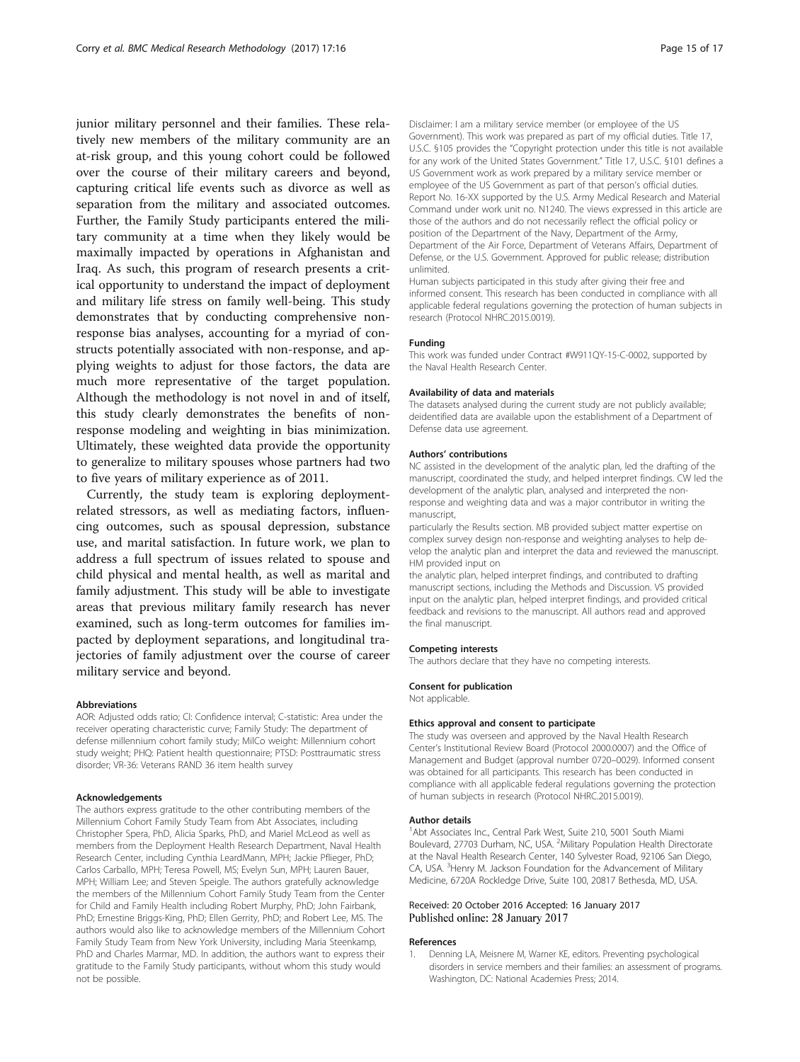junior military personnel and their families. These relatively new members of the military community are an at-risk group, and this young cohort could be followed over the course of their military careers and beyond, capturing critical life events such as divorce as well as separation from the military and associated outcomes. Further, the Family Study participants entered the military community at a time when they likely would be maximally impacted by operations in Afghanistan and Iraq. As such, this program of research presents a critical opportunity to understand the impact of deployment and military life stress on family well-being. This study demonstrates that by conducting comprehensive nonresponse bias analyses, accounting for a myriad of constructs potentially associated with non-response, and applying weights to adjust for those factors, the data are much more representative of the target population. Although the methodology is not novel in and of itself, this study clearly demonstrates the benefits of nonresponse modeling and weighting in bias minimization. Ultimately, these weighted data provide the opportunity to generalize to military spouses whose partners had two to five years of military experience as of 2011.

Currently, the study team is exploring deployment-related stressors, as well as mediating factors, influencing outcomes, such as spousal depression, substance use, and marital satisfaction. In future work, we plan to address a full spectrum of issues related to spouse and child physical and mental health, as well as marital and family adjustment. This study will be able to investigate areas that previous military family research has never examined, such as long-term outcomes for families impacted by deployment separations, and longitudinal trajectories of family adjustment over the course of career military service and beyond.

#### Abbreviations

AOR: Adjusted odds ratio; CI: Confidence interval; C-statistic: Area under the receiver operating characteristic curve; Family Study: The department of defense millennium cohort family study; MilCo weight: Millennium cohort study weight; PHQ: Patient health questionnaire; PTSD: Posttraumatic stress disorder; VR-36: Veterans RAND 36 item health survey

#### Acknowledgements

The authors express gratitude to the other contributing members of the Millennium Cohort Family Study Team from Abt Associates, including Christopher Spera, PhD, Alicia Sparks, PhD, and Mariel McLeod as well as members from the Deployment Health Research Department, Naval Health Research Center, including Cynthia LeardMann, MPH; Jackie Pflieger, PhD; Carlos Carballo, MPH; Teresa Powell, MS; Evelyn Sun, MPH; Lauren Bauer, MPH; William Lee; and Steven Speigle. The authors gratefully acknowledge the members of the Millennium Cohort Family Study Team from the Center for Child and Family Health including Robert Murphy, PhD; John Fairbank, PhD; Ernestine Briggs-King, PhD; Ellen Gerrity, PhD; and Robert Lee, MS. The authors would also like to acknowledge members of the Millennium Cohort Family Study Team from New York University, including Maria Steenkamp, PhD and Charles Marmar, MD. In addition, the authors want to express their gratitude to the Family Study participants, without whom this study would not be possible.

Disclaimer: I am a military service member (or employee of the US Government). This work was prepared as part of my official duties. Title 17, U.S.C. §105 provides the "Copyright protection under this title is not available for any work of the United States Government." Title 17, U.S.C. §101 defines a US Government work as work prepared by a military service member or employee of the US Government as part of that person's official duties. Report No. 16-XX supported by the U.S. Army Medical Research and Material Command under work unit no. N1240. The views expressed in this article are those of the authors and do not necessarily reflect the official policy or position of the Department of the Navy, Department of the Army, Department of the Air Force, Department of Veterans Affairs, Department of Defense, or the U.S. Government. Approved for public release; distribution unlimited.

Human subjects participated in this study after giving their free and informed consent. This research has been conducted in compliance with all applicable federal regulations governing the protection of human subjects in research (Protocol NHRC.2015.0019).

#### Funding

This work was funded under Contract #W911QY-15-C-0002, supported by the Naval Health Research Center.

#### Availability of data and materials

The datasets analysed during the current study are not publicly available; deidentified data are available upon the establishment of a Department of Defense data use agreement.

#### Authors' contributions

NC assisted in the development of the analytic plan, led the drafting of the manuscript, coordinated the study, and helped interpret findings. CW led the development of the analytic plan, analysed and interpreted the nonresponse and weighting data and was a major contributor in writing the manuscript,

particularly the Results section. MB provided subject matter expertise on complex survey design non-response and weighting analyses to help develop the analytic plan and interpret the data and reviewed the manuscript. HM provided input on

the analytic plan, helped interpret findings, and contributed to drafting manuscript sections, including the Methods and Discussion. VS provided input on the analytic plan, helped interpret findings, and provided critical feedback and revisions to the manuscript. All authors read and approved the final manuscript.

#### Competing interests

The authors declare that they have no competing interests.

#### Consent for publication

Not applicable.

#### Ethics approval and consent to participate

The study was overseen and approved by the Naval Health Research Center's Institutional Review Board (Protocol 2000.0007) and the Office of Management and Budget (approval number 0720–0029). Informed consent was obtained for all participants. This research has been conducted in compliance with all applicable federal regulations governing the protection of human subjects in research (Protocol NHRC.2015.0019).

#### Author details

[1]Abt Associates Inc., Central Park West, Suite 210, 5001 South Miami Boulevard, 27703 Durham, NC, USA. [2]Military Population Health Directorate at the Naval Health Research Center, 140 Sylvester Road, 92106 San Diego, CA, USA. [3]Henry M. Jackson Foundation for the Advancement of Military Medicine, 6720A Rockledge Drive, Suite 100, 20817 Bethesda, MD, USA.

Received: 20 October 2016 Accepted: 16 January 2017
Published online: 28 January 2017

#### References

1. Denning LA, Meisnere M, Warner KE, editors. Preventing psychological disorders in service members and their families: an assessment of programs. Washington, DC: National Academies Press; 2014.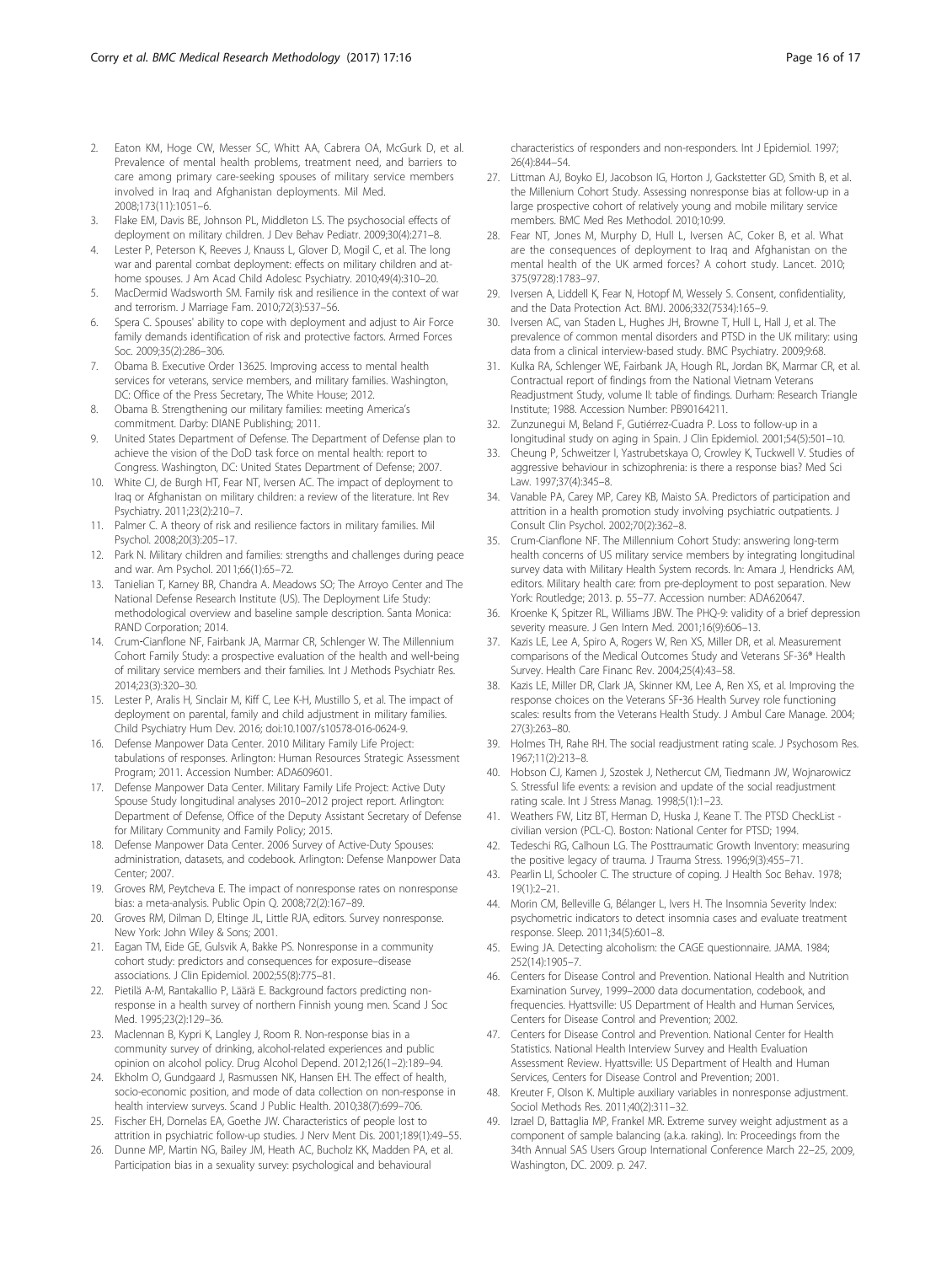2. Eaton KM, Hoge CW, Messer SC, Whitt AA, Cabrera OA, McGurk D, et al. Prevalence of mental health problems, treatment need, and barriers to care among primary care-seeking spouses of military service members involved in Iraq and Afghanistan deployments. Mil Med. 2008;173(11):1051–6.
3. Flake EM, Davis BE, Johnson PL, Middleton LS. The psychosocial effects of deployment on military children. J Dev Behav Pediatr. 2009;30(4):271–8.
4. Lester P, Peterson K, Reeves J, Knauss L, Glover D, Mogil C, et al. The long war and parental combat deployment: effects on military children and at-home spouses. J Am Acad Child Adolesc Psychiatry. 2010;49(4):310–20.
5. MacDermid Wadsworth SM. Family risk and resilience in the context of war and terrorism. J Marriage Fam. 2010;72(3):537–56.
6. Spera C. Spouses' ability to cope with deployment and adjust to Air Force family demands identification of risk and protective factors. Armed Forces Soc. 2009;35(2):286–306.
7. Obama B. Executive Order 13625. Improving access to mental health services for veterans, service members, and military families. Washington, DC: Office of the Press Secretary, The White House; 2012.
8. Obama B. Strengthening our military families: meeting America's commitment. Darby: DIANE Publishing; 2011.
9. United States Department of Defense. The Department of Defense plan to achieve the vision of the DoD task force on mental health: report to Congress. Washington, DC: United States Department of Defense; 2007.
10. White CJ, de Burgh HT, Fear NT, Iversen AC. The impact of deployment to Iraq or Afghanistan on military children: a review of the literature. Int Rev Psychiatry. 2011;23(2):210–7.
11. Palmer C. A theory of risk and resilience factors in military families. Mil Psychol. 2008;20(3):205–17.
12. Park N. Military children and families: strengths and challenges during peace and war. Am Psychol. 2011;66(1):65–72.
13. Tanielian T, Karney BR, Chandra A. Meadows SO; The Arroyo Center and The National Defense Research Institute (US). The Deployment Life Study: methodological overview and baseline sample description. Santa Monica: RAND Corporation; 2014.
14. Crum-Cianflone NF, Fairbank JA, Marmar CR, Schlenger W. The Millennium Cohort Family Study: a prospective evaluation of the health and well-being of military service members and their families. Int J Methods Psychiatr Res. 2014;23(3):320–30.
15. Lester P, Aralis H, Sinclair M, Kiff C, Lee K-H, Mustillo S, et al. The impact of deployment on parental, family and child adjustment in military families. Child Psychiatry Hum Dev. 2016; doi:10.1007/s10578-016-0624-9.
16. Defense Manpower Data Center. 2010 Military Family Life Project: tabulations of responses. Arlington: Human Resources Strategic Assessment Program; 2011. Accession Number: ADA609601.
17. Defense Manpower Data Center. Military Family Life Project: Active Duty Spouse Study longitudinal analyses 2010–2012 project report. Arlington: Department of Defense, Office of the Deputy Assistant Secretary of Defense for Military Community and Family Policy; 2015.
18. Defense Manpower Data Center. 2006 Survey of Active-Duty Spouses: administration, datasets, and codebook. Arlington: Defense Manpower Data Center; 2007.
19. Groves RM, Peytcheva E. The impact of nonresponse rates on nonresponse bias: a meta-analysis. Public Opin Q. 2008;72(2):167–89.
20. Groves RM, Dilman D, Eltinge JL, Little RJA, editors. Survey nonresponse. New York: John Wiley & Sons; 2001.
21. Eagan TM, Eide GE, Gulsvik A, Bakke PS. Nonresponse in a community cohort study: predictors and consequences for exposure–disease associations. J Clin Epidemiol. 2002;55(8):775–81.
22. Pietilä A-M, Rantakallio P, Läärä E. Background factors predicting non-response in a health survey of northern Finnish young men. Scand J Soc Med. 1995;23(2):129–36.
23. Maclennan B, Kypri K, Langley J, Room R. Non-response bias in a community survey of drinking, alcohol-related experiences and public opinion on alcohol policy. Drug Alcohol Depend. 2012;126(1–2):189–94.
24. Ekholm O, Gundgaard J, Rasmussen NK, Hansen EH. The effect of health, socio-economic position, and mode of data collection on non-response in health interview surveys. Scand J Public Health. 2010;38(7):699–706.
25. Fischer EH, Dornelas EA, Goethe JW. Characteristics of people lost to attrition in psychiatric follow-up studies. J Nerv Ment Dis. 2001;189(1):49–55.
26. Dunne MP, Martin NG, Bailey JM, Heath AC, Bucholz KK, Madden PA, et al. Participation bias in a sexuality survey: psychological and behavioural characteristics of responders and non-responders. Int J Epidemiol. 1997; 26(4):844–54.
27. Littman AJ, Boyko EJ, Jacobson IG, Horton J, Gackstetter GD, Smith B, et al. the Millenium Cohort Study. Assessing nonresponse bias at follow-up in a large prospective cohort of relatively young and mobile military service members. BMC Med Res Methodol. 2010;10:99.
28. Fear NT, Jones M, Murphy D, Hull L, Iversen AC, Coker B, et al. What are the consequences of deployment to Iraq and Afghanistan on the mental health of the UK armed forces? A cohort study. Lancet. 2010; 375(9728):1783–97.
29. Iversen A, Liddell K, Fear N, Hotopf M, Wessely S. Consent, confidentiality, and the Data Protection Act. BMJ. 2006;332(7534):165–9.
30. Iversen AC, van Staden L, Hughes JH, Browne T, Hull L, Hall J, et al. The prevalence of common mental disorders and PTSD in the UK military: using data from a clinical interview-based study. BMC Psychiatry. 2009;9:68.
31. Kulka RA, Schlenger WE, Fairbank JA, Hough RL, Jordan BK, Marmar CR, et al. Contractual report of findings from the National Vietnam Veterans Readjustment Study, volume II: table of findings. Durham: Research Triangle Institute; 1988. Accession Number: PB90164211.
32. Zunzunegui M, Beland F, Gutiérrez-Cuadra P. Loss to follow-up in a longitudinal study on aging in Spain. J Clin Epidemiol. 2001;54(5):501–10.
33. Cheung P, Schweitzer I, Yastrubetskaya O, Crowley K, Tuckwell V. Studies of aggressive behaviour in schizophrenia: is there a response bias? Med Sci Law. 1997;37(4):345–8.
34. Vanable PA, Carey MP, Carey KB, Maisto SA. Predictors of participation and attrition in a health promotion study involving psychiatric outpatients. J Consult Clin Psychol. 2002;70(2):362–8.
35. Crum-Cianflone NF. The Millennium Cohort Study: answering long-term health concerns of US military service members by integrating longitudinal survey data with Military Health System records. In: Amara J, Hendricks AM, editors. Military health care: from pre-deployment to post separation. New York: Routledge; 2013. p. 55–77. Accession number: ADA620647.
36. Kroenke K, Spitzer RL, Williams JBW. The PHQ-9: validity of a brief depression severity measure. J Gen Intern Med. 2001;16(9):606–13.
37. Kazis LE, Lee A, Spiro A, Rogers W, Ren XS, Miller DR, et al. Measurement comparisons of the Medical Outcomes Study and Veterans SF-36® Health Survey. Health Care Financ Rev. 2004;25(4):43–58.
38. Kazis LE, Miller DR, Clark JA, Skinner KM, Lee A, Ren XS, et al. Improving the response choices on the Veterans SF-36 Health Survey role functioning scales: results from the Veterans Health Study. J Ambul Care Manage. 2004; 27(3):263–80.
39. Holmes TH, Rahe RH. The social readjustment rating scale. J Psychosom Res. 1967;11(2):213–8.
40. Hobson CJ, Kamen J, Szostek J, Nethercut CM, Tiedmann JW, Wojnarowicz S. Stressful life events: a revision and update of the social readjustment rating scale. Int J Stress Manag. 1998;5(1):1–23.
41. Weathers FW, Litz BT, Herman D, Huska J, Keane T. The PTSD CheckList - civilian version (PCL-C). Boston: National Center for PTSD; 1994.
42. Tedeschi RG, Calhoun LG. The Posttraumatic Growth Inventory: measuring the positive legacy of trauma. J Trauma Stress. 1996;9(3):455–71.
43. Pearlin LI, Schooler C. The structure of coping. J Health Soc Behav. 1978; 19(1):2–21.
44. Morin CM, Belleville G, Bélanger L, Ivers H. The Insomnia Severity Index: psychometric indicators to detect insomnia cases and evaluate treatment response. Sleep. 2011;34(5):601–8.
45. Ewing JA. Detecting alcoholism: the CAGE questionnaire. JAMA. 1984; 252(14):1905–7.
46. Centers for Disease Control and Prevention. National Health and Nutrition Examination Survey, 1999–2000 data documentation, codebook, and frequencies. Hyattsville: US Department of Health and Human Services, Centers for Disease Control and Prevention; 2002.
47. Centers for Disease Control and Prevention. National Center for Health Statistics. National Health Interview Survey and Health Evaluation Assessment Review. Hyattsville: US Department of Health and Human Services, Centers for Disease Control and Prevention; 2001.
48. Kreuter F, Olson K. Multiple auxiliary variables in nonresponse adjustment. Sociol Methods Res. 2011;40(2):311–32.
49. Izrael D, Battaglia MP, Frankel MR. Extreme survey weight adjustment as a component of sample balancing (a.k.a. raking). In: Proceedings from the 34th Annual SAS Users Group International Conference March 22–25, 2009, Washington, DC. 2009. p. 247.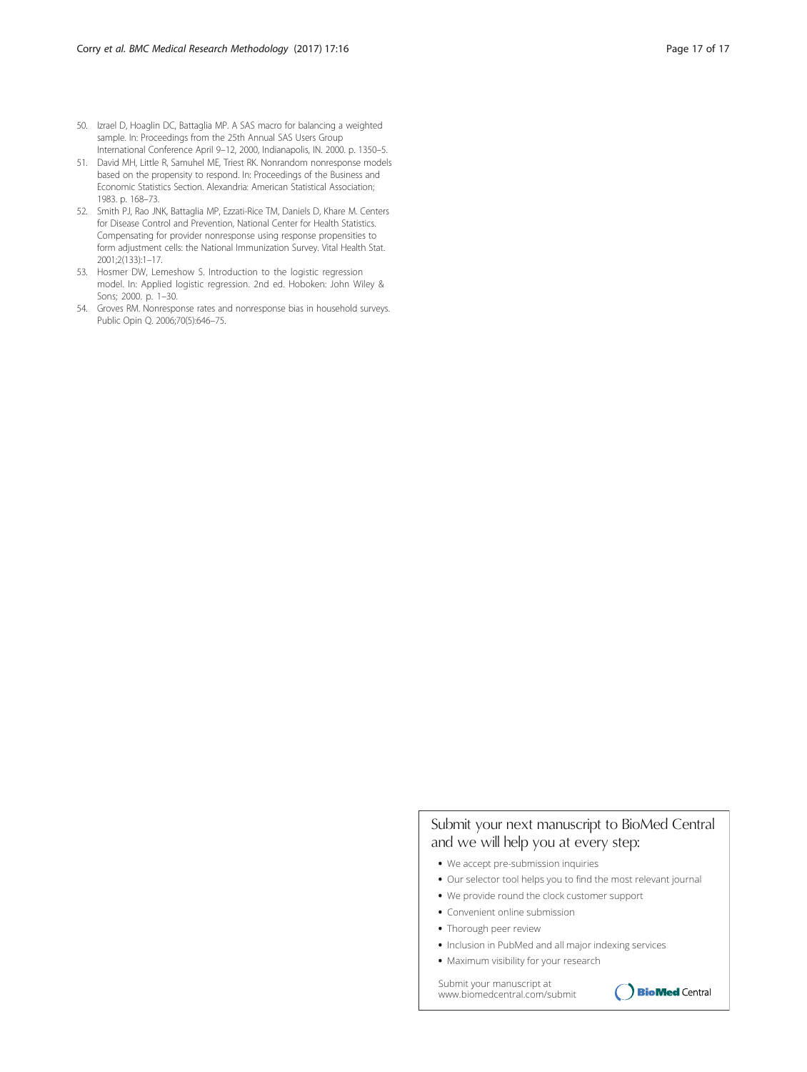50. Izrael D, Hoaglin DC, Battaglia MP. A SAS macro for balancing a weighted sample. In: Proceedings from the 25th Annual SAS Users Group International Conference April 9–12, 2000, Indianapolis, IN. 2000. p. 1350–5.
51. David MH, Little R, Samuhel ME, Triest RK. Nonrandom nonresponse models based on the propensity to respond. In: Proceedings of the Business and Economic Statistics Section. Alexandria: American Statistical Association; 1983. p. 168–73.
52. Smith PJ, Rao JNK, Battaglia MP, Ezzati-Rice TM, Daniels D, Khare M. Centers for Disease Control and Prevention, National Center for Health Statistics. Compensating for provider nonresponse using response propensities to form adjustment cells: the National Immunization Survey. Vital Health Stat. 2001;2(133):1–17.
53. Hosmer DW, Lemeshow S. Introduction to the logistic regression model. In: Applied logistic regression. 2nd ed. Hoboken: John Wiley & Sons; 2000. p. 1–30.
54. Groves RM. Nonresponse rates and nonresponse bias in household surveys. Public Opin Q. 2006;70(5):646–75.

Submit your next manuscript to BioMed Central and we will help you at every step:

- We accept pre-submission inquiries
- Our selector tool helps you to find the most relevant journal
- We provide round the clock customer support
- Convenient online submission
- Thorough peer review
- Inclusion in PubMed and all major indexing services
- Maximum visibility for your research

Submit your manuscript at www.biomedcentral.com/submit

BioMed Central